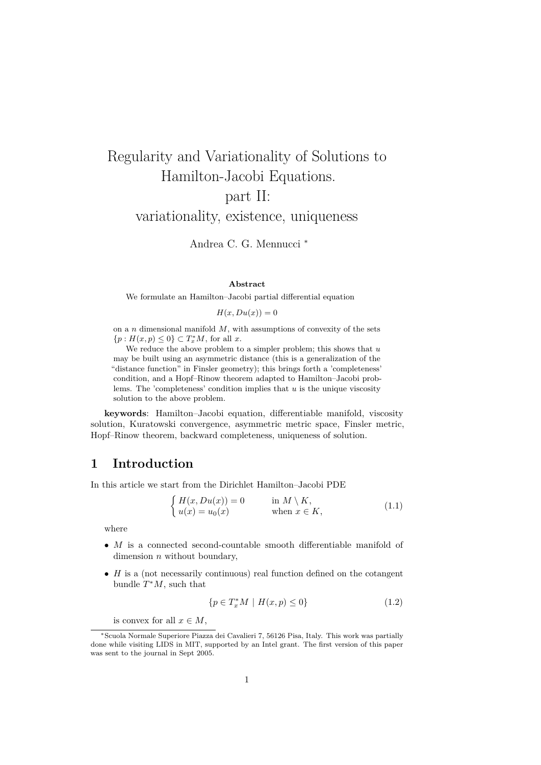# Regularity and Variationality of Solutions to Hamilton-Jacobi Equations. part II: variationality, existence, uniqueness

Andrea C. G. Mennucci [*]

## Abstract

We formulate an Hamilton–Jacobi partial differential equation

$$H(x, Du(x)) = 0$$

on a $n$ dimensional manifold $M$, with assumptions of convexity of the sets $\{p : H(x, p) \le 0\} \subset T^*_x M$, for all $x$.

We reduce the above problem to a simpler problem; this shows that $u$ may be built using an asymmetric distance (this is a generalization of the "distance function" in Finsler geometry); this brings forth a 'completeness' condition, and a Hopf–Rinow theorem adapted to Hamilton–Jacobi problems. The 'completeness' condition implies that $u$ is the unique viscosity solution to the above problem.

**keywords**: Hamilton–Jacobi equation, differentiable manifold, viscosity solution, Kuratowski convergence, asymmetric metric space, Finsler metric, Hopf–Rinow theorem, backward completeness, uniqueness of solution.

## 1 Introduction

In this article we start from the Dirichlet Hamilton–Jacobi PDE

$$\begin{cases} H(x, Du(x)) = 0 & \text{in } M \setminus K, \\ u(x) = u_0(x) & \text{when } x \in K, \end{cases} \tag{1.1}$$

where

- $M$ is a connected second-countable smooth differentiable manifold of dimension $n$ without boundary,
- $H$ is a (not necessarily continuous) real function defined on the cotangent bundle $T^*M$, such that

$$\{p \in T^*_x M \mid H(x, p) \le 0\} \tag{1.2}$$

is convex for all $x \in M$,

[*] Scuola Normale Superiore Piazza dei Cavalieri 7, 56126 Pisa, Italy. This work was partially done while visiting LIDS in MIT, supported by an Intel grant. The first version of this paper was sent to the journal in Sept 2005.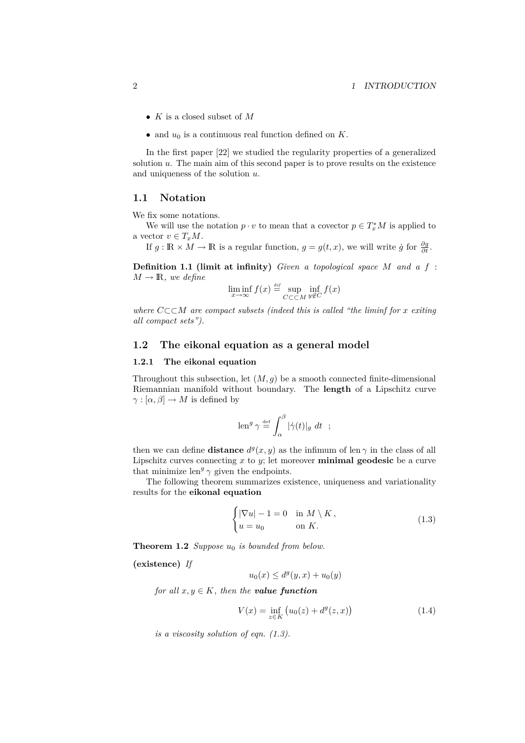- $K$ is a closed subset of $M$
- and $u_0$ is a continuous real function defined on $K$.

In the first paper [22] we studied the regularity properties of a generalized solution $u$. The main aim of this second paper is to prove results on the existence and uniqueness of the solution $u$.

## 1.1 Notation

We fix some notations.

We will use the notation $p \cdot v$ to mean that a covector $p \in T_x^* M$ is applied to a vector $v \in T_x M$.

If $g : \mathbb{R} \times M \to \mathbb{R}$ is a regular function, $g = g(t, x)$, we will write $\dot{g}$ for $\frac{\partial g}{\partial t}$.

**Definition 1.1 (limit at infinity)** *Given a topological space $M$ and a $f : M \to \mathbb{R}$, we define*

$$\liminf_{x \to \infty} f(x) \stackrel{def}{=} \sup_{C \subset\subset M} \inf_{y \notin C} f(x)$$

*where $C \subset\subset M$ are compact subsets (indeed this is called "the liminf for $x$ exiting all compact sets").*

## 1.2 The eikonal equation as a general model

### 1.2.1 The eikonal equation

Throughout this subsection, let $(M, g)$ be a smooth connected finite-dimensional Riemannian manifold without boundary. The **length** of a Lipschitz curve $\gamma : [\alpha, \beta] \to M$ is defined by

$$\operatorname{len}^g \gamma \stackrel{\text{def}}{=} \int_\alpha^\beta |\dot{\gamma}(t)|_g \; dt \quad ;$$

then we can define **distance** $d^g(x, y)$ as the infimum of $\operatorname{len} \gamma$ in the class of all Lipschitz curves connecting $x$ to $y$; let moreover **minimal geodesic** be a curve that minimize $\operatorname{len}^g \gamma$ given the endpoints.

The following theorem summarizes existence, uniqueness and variationality results for the **eikonal equation**

$$\begin{cases} |\nabla u| - 1 = 0 & \text{in } M \setminus K \,, \\ u = u_0 & \text{on } K. \end{cases} \tag{1.3}$$

**Theorem 1.2** *Suppose $u_0$ is bounded from below.*

**(existence)** *If*

$$u_0(x) \le d^g(y, x) + u_0(y)$$

*for all $x, y \in K$, then the **value function***

$$V(x) = \inf_{z \in K} \big( u_0(z) + d^g(z, x) \big) \tag{1.4}$$

*is a viscosity solution of eqn. (1.3).*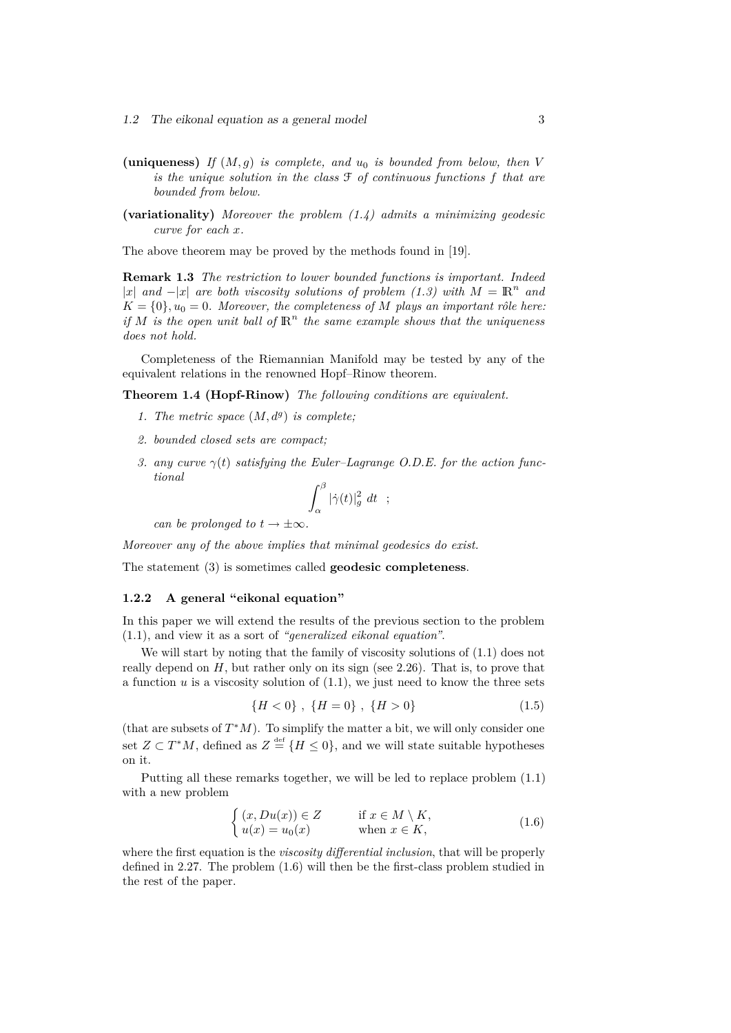**(uniqueness)** *If $(M, g)$ is complete, and $u_0$ is bounded from below, then $V$ is the unique solution in the class $\mathcal{F}$ of continuous functions $f$ that are bounded from below.*

**(variationality)** *Moreover the problem (1.4) admits a minimizing geodesic curve for each $x$.*

The above theorem may be proved by the methods found in [19].

**Remark 1.3** *The restriction to lower bounded functions is important. Indeed $|x|$ and $-|x|$ are both viscosity solutions of problem (1.3) with $M = \mathbb{R}^n$ and $K = \{0\}, u_0 = 0$. Moreover, the completeness of $M$ plays an important rôle here: if $M$ is the open unit ball of $\mathbb{R}^n$ the same example shows that the uniqueness does not hold.*

Completeness of the Riemannian Manifold may be tested by any of the equivalent relations in the renowned Hopf–Rinow theorem.

**Theorem 1.4 (Hopf-Rinow)** *The following conditions are equivalent.*

1. *The metric space $(M, d^g)$ is complete;*
2. *bounded closed sets are compact;*
3. *any curve $\gamma(t)$ satisfying the Euler–Lagrange O.D.E. for the action functional*
$$\int_\alpha^\beta |\dot{\gamma}(t)|_g^2 \, dt \quad ;$$
*can be prolonged to $t \to \pm\infty$.*

*Moreover any of the above implies that minimal geodesics do exist.*

The statement (3) is sometimes called **geodesic completeness**.

### 1.2.2 A general "eikonal equation"

In this paper we will extend the results of the previous section to the problem (1.1), and view it as a sort of *"generalized eikonal equation"*.

We will start by noting that the family of viscosity solutions of (1.1) does not really depend on $H$, but rather only on its sign (see 2.26). That is, to prove that a function $u$ is a viscosity solution of (1.1), we just need to know the three sets

$$\{H < 0\} \ , \ \{H = 0\} \ , \ \{H > 0\} \tag{1.5}$$

(that are subsets of $T^*M$). To simplify the matter a bit, we will only consider one set $Z \subset T^*M$, defined as $Z \stackrel{\text{def}}{=} \{H \leq 0\}$, and we will state suitable hypotheses on it.

Putting all these remarks together, we will be led to replace problem (1.1) with a new problem

$$\begin{cases} (x, Du(x)) \in Z & \text{if } x \in M \setminus K, \\ u(x) = u_0(x) & \text{when } x \in K, \end{cases} \tag{1.6}$$

where the first equation is the *viscosity differential inclusion*, that will be properly defined in 2.27. The problem (1.6) will then be the first-class problem studied in the rest of the paper.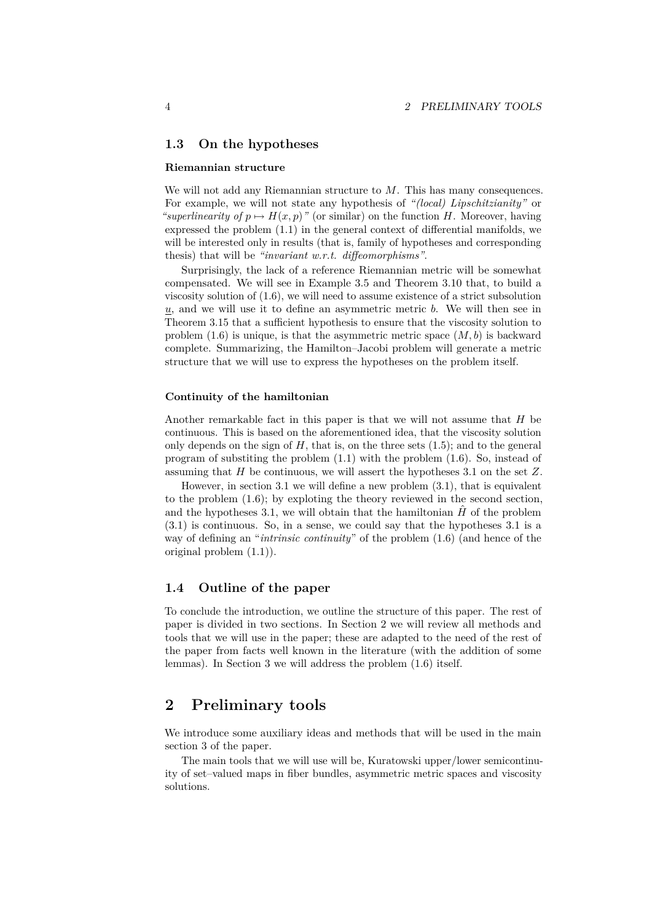### 1.3 On the hypotheses

#### Riemannian structure

We will not add any Riemannian structure to $M$. This has many consequences. For example, we will not state any hypothesis of *"(local) Lipschitzianity"* or *"superlinearity of $p \mapsto H(x,p)$"* (or similar) on the function $H$. Moreover, having expressed the problem (1.1) in the general context of differential manifolds, we will be interested only in results (that is, family of hypotheses and corresponding thesis) that will be *"invariant w.r.t. diffeomorphisms"*.

Surprisingly, the lack of a reference Riemannian metric will be somewhat compensated. We will see in Example 3.5 and Theorem 3.10 that, to build a viscosity solution of (1.6), we will need to assume existence of a strict subsolution $\underline{u}$, and we will use it to define an asymmetric metric $b$. We will then see in Theorem 3.15 that a sufficient hypothesis to ensure that the viscosity solution to problem (1.6) is unique, is that the asymmetric metric space $(M, b)$ is backward complete. Summarizing, the Hamilton–Jacobi problem will generate a metric structure that we will use to express the hypotheses on the problem itself.

#### Continuity of the hamiltonian

Another remarkable fact in this paper is that we will not assume that $H$ be continuous. This is based on the aforementioned idea, that the viscosity solution only depends on the sign of $H$, that is, on the three sets (1.5); and to the general program of substiting the problem (1.1) with the problem (1.6). So, instead of assuming that $H$ be continuous, we will assert the hypotheses 3.1 on the set $Z$.

However, in section 3.1 we will define a new problem (3.1), that is equivalent to the problem (1.6); by exploting the theory reviewed in the second section, and the hypotheses 3.1, we will obtain that the hamiltonian $\hat{H}$ of the problem (3.1) is continuous. So, in a sense, we could say that the hypotheses 3.1 is a way of defining an "*intrinsic continuity*" of the problem (1.6) (and hence of the original problem (1.1)).

### 1.4 Outline of the paper

To conclude the introduction, we outline the structure of this paper. The rest of paper is divided in two sections. In Section 2 we will review all methods and tools that we will use in the paper; these are adapted to the need of the rest of the paper from facts well known in the literature (with the addition of some lemmas). In Section 3 we will address the problem (1.6) itself.

## 2 Preliminary tools

We introduce some auxiliary ideas and methods that will be used in the main section 3 of the paper.

The main tools that we will use will be, Kuratowski upper/lower semicontinuity of set–valued maps in fiber bundles, asymmetric metric spaces and viscosity solutions.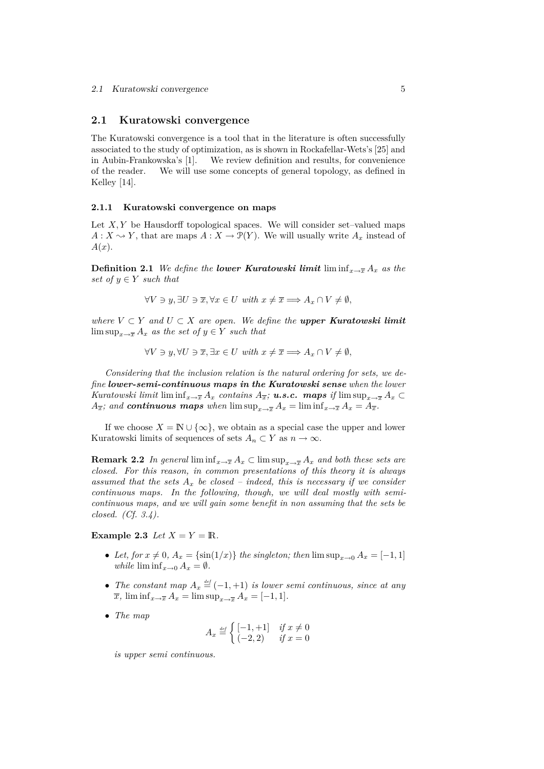## 2.1 Kuratowski convergence

The Kuratowski convergence is a tool that in the literature is often successfully associated to the study of optimization, as is shown in Rockafellar-Wets's [25] and in Aubin-Frankowska's [1]. We review definition and results, for convenience of the reader. We will use some concepts of general topology, as defined in Kelley [14].

### 2.1.1 Kuratowski convergence on maps

Let $X, Y$ be Hausdorff topological spaces. We will consider set–valued maps $A : X \rightsquigarrow Y$, that are maps $A : X \to \mathcal{P}(Y)$. We will usually write $A_x$ instead of $A(x)$.

**Definition 2.1** *We define the* ***lower Kuratowski limit*** $\liminf_{x\to\overline{x}} A_x$ *as the set of* $y \in Y$ *such that*

$$\forall V \ni y, \exists U \ni \overline{x}, \forall x \in U \text{ with } x \neq \overline{x} \Longrightarrow A_x \cap V \neq \emptyset,$$

*where* $V \subset Y$ *and* $U \subset X$ *are open. We define the* ***upper Kuratowski limit*** $\limsup_{x\to\overline{x}} A_x$ *as the set of* $y \in Y$ *such that*

$$\forall V \ni y, \forall U \ni \overline{x}, \exists x \in U \text{ with } x \neq \overline{x} \Longrightarrow A_x \cap V \neq \emptyset,$$

*Considering that the inclusion relation is the natural ordering for sets, we define* ***lower-semi-continuous maps in the Kuratowski sense*** *when the lower Kuratowski limit* $\liminf_{x\to\overline{x}} A_x$ *contains* $A_{\overline{x}}$*;* ***u.s.c. maps*** *if* $\limsup_{x\to\overline{x}} A_x \subset A_{\overline{x}}$*; and* ***continuous maps*** *when* $\limsup_{x\to\overline{x}} A_x = \liminf_{x\to\overline{x}} A_x = A_{\overline{x}}$.

If we choose $X = \mathbb{N} \cup \{\infty\}$, we obtain as a special case the upper and lower Kuratowski limits of sequences of sets $A_n \subset Y$ as $n \to \infty$.

**Remark 2.2** *In general* $\liminf_{x\to\overline{x}} A_x \subset \limsup_{x\to\overline{x}} A_x$ *and both these sets are closed. For this reason, in common presentations of this theory it is always assumed that the sets* $A_x$ *be closed – indeed, this is necessary if we consider continuous maps. In the following, though, we will deal mostly with semi-continuous maps, and we will gain some benefit in non assuming that the sets be closed. (Cf. 3.4).*

**Example 2.3** *Let* $X = Y = \mathbb{R}$.

- *Let, for* $x \neq 0$, $A_x = \{\sin(1/x)\}$ *the singleton; then* $\limsup_{x\to 0} A_x = [-1, 1]$ *while* $\liminf_{x\to 0} A_x = \emptyset$.
- *The constant map* $A_x \stackrel{def}{=} (-1, +1)$ *is lower semi continuous, since at any* $\overline{x}$, $\liminf_{x\to\overline{x}} A_x = \limsup_{x\to\overline{x}} A_x = [-1, 1]$.
- *The map*

$$A_x \stackrel{def}{=} \begin{cases} [-1, +1] & \text{if } x \neq 0 \\ (-2, 2) & \text{if } x = 0 \end{cases}$$

*is upper semi continuous.*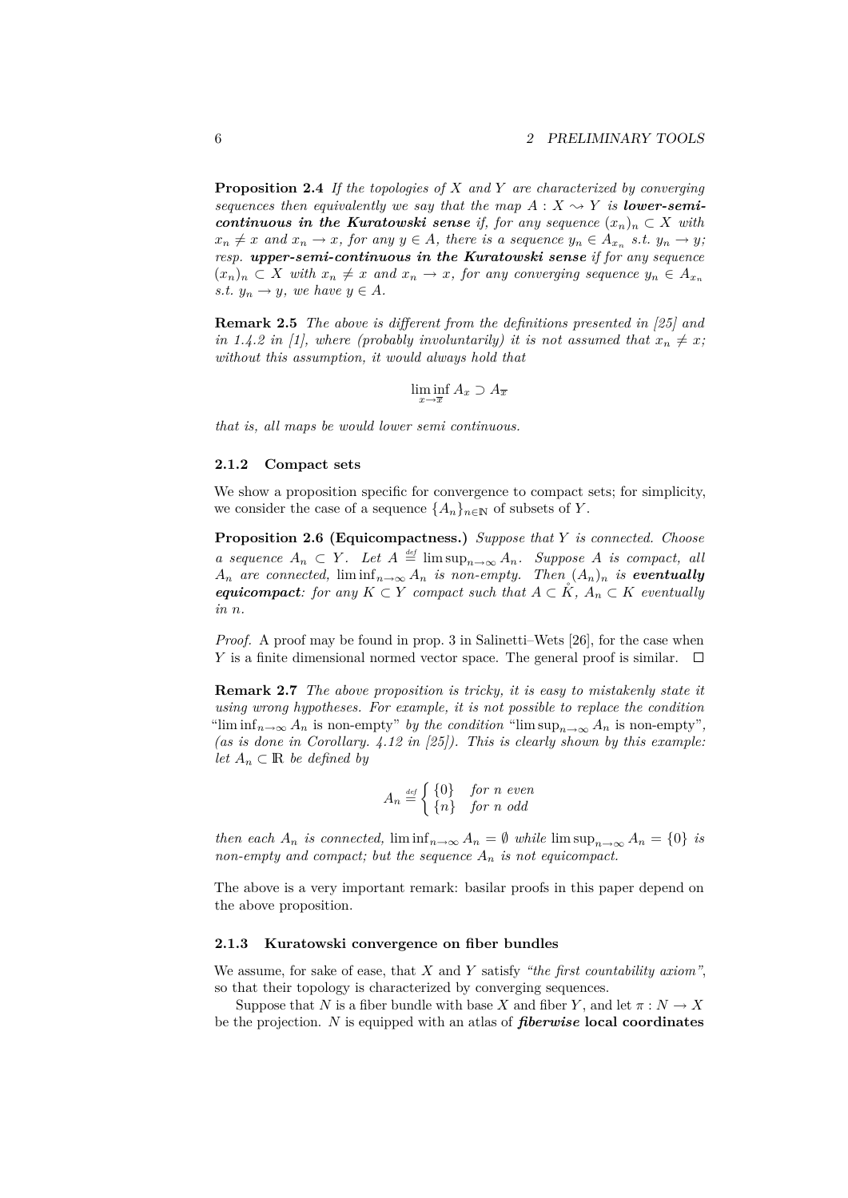**Proposition 2.4** *If the topologies of $X$ and $Y$ are characterized by converging sequences then equivalently we say that the map $A : X \rightsquigarrow Y$ is **lower-semi-continuous in the Kuratowski sense** if, for any sequence $(x_n)_n \subset X$ with $x_n \neq x$ and $x_n \to x$, for any $y \in A$, there is a sequence $y_n \in A_{x_n}$ s.t. $y_n \to y$; resp. **upper-semi-continuous in the Kuratowski sense** if for any sequence $(x_n)_n \subset X$ with $x_n \neq x$ and $x_n \to x$, for any converging sequence $y_n \in A_{x_n}$ s.t. $y_n \to y$, we have $y \in A$.*

**Remark 2.5** *The above is different from the definitions presented in [25] and in 1.4.2 in [1], where (probably involuntarily) it is not assumed that $x_n \neq x$; without this assumption, it would always hold that*

$$\liminf_{x \to \overline{x}} A_x \supset A_{\overline{x}}$$

*that is, all maps be would lower semi continuous.*

### 2.1.2 Compact sets

We show a proposition specific for convergence to compact sets; for simplicity, we consider the case of a sequence $\{A_n\}_{n \in \mathbb{N}}$ of subsets of $Y$.

**Proposition 2.6 (Equicompactness.)** *Suppose that $Y$ is connected. Choose a sequence $A_n \subset Y$. Let $A \stackrel{def}{=} \limsup_{n\to\infty} A_n$. Suppose $A$ is compact, all $A_n$ are connected, $\liminf_{n\to\infty} A_n$ is non-empty. Then $(A_n)_n$ is **eventually equicompact**: for any $K \subset Y$ compact such that $A \subset \mathring{K}$, $A_n \subset K$ eventually in $n$.*

*Proof.* A proof may be found in prop. 3 in Salinetti–Wets [26], for the case when $Y$ is a finite dimensional normed vector space. The general proof is similar. $\square$

**Remark 2.7** *The above proposition is tricky, it is easy to mistakenly state it using wrong hypotheses. For example, it is not possible to replace the condition* "$\liminf_{n\to\infty} A_n$ is non-empty" *by the condition* "$\limsup_{n\to\infty} A_n$ is non-empty", *(as is done in Corollary. 4.12 in [25]). This is clearly shown by this example: let $A_n \subset \mathbb{R}$ be defined by*

$$A_n \stackrel{def}{=} \begin{cases} \{0\} & \text{for } n \text{ even} \\ \{n\} & \text{for } n \text{ odd} \end{cases}$$

*then each $A_n$ is connected, $\liminf_{n\to\infty} A_n = \emptyset$ while $\limsup_{n\to\infty} A_n = \{0\}$ is non-empty and compact; but the sequence $A_n$ is not equicompact.*

The above is a very important remark: basilar proofs in this paper depend on the above proposition.

### 2.1.3 Kuratowski convergence on fiber bundles

We assume, for sake of ease, that $X$ and $Y$ satisfy *"the first countability axiom"*, so that their topology is characterized by converging sequences.

Suppose that $N$ is a fiber bundle with base $X$ and fiber $Y$, and let $\pi : N \to X$ be the projection. $N$ is equipped with an atlas of ***fiberwise* local coordinates**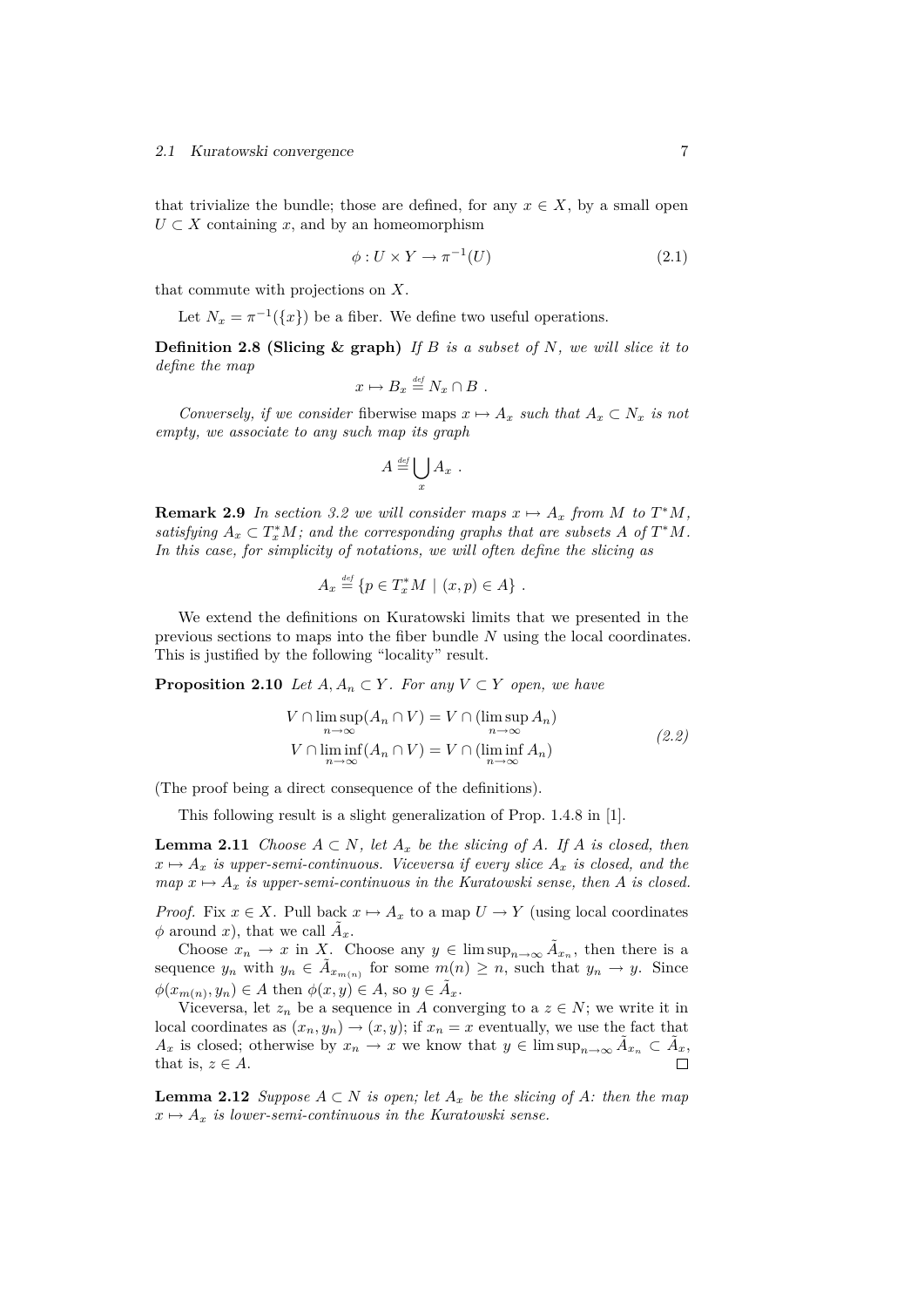that trivialize the bundle; those are defined, for any $x \in X$, by a small open $U \subset X$ containing $x$, and by an homeomorphism

$$\phi : U \times Y \to \pi^{-1}(U) \tag{2.1}$$

that commute with projections on $X$.

Let $N_x = \pi^{-1}(\{x\})$ be a fiber. We define two useful operations.

**Definition 2.8 (Slicing & graph)** *If $B$ is a subset of $N$, we will slice it to define the map*

$$x \mapsto B_x \stackrel{def}{=} N_x \cap B \ .$$

*Conversely, if we consider* fiberwise maps *$x \mapsto A_x$ such that $A_x \subset N_x$ is not empty, we associate to any such map its graph*

$$A \stackrel{def}{=} \bigcup_x A_x \ .$$

**Remark 2.9** *In section 3.2 we will consider maps $x \mapsto A_x$ from $M$ to $T^*M$, satisfying $A_x \subset T^*_x M$; and the corresponding graphs that are subsets $A$ of $T^*M$. In this case, for simplicity of notations, we will often define the slicing as*

$$A_x \stackrel{def}{=} \{p \in T^*_x M \mid (x,p) \in A\} \ .$$

We extend the definitions on Kuratowski limits that we presented in the previous sections to maps into the fiber bundle $N$ using the local coordinates. This is justified by the following "locality" result.

**Proposition 2.10** *Let $A, A_n \subset Y$. For any $V \subset Y$ open, we have*

$$\begin{aligned} V \cap \limsup_{n\to\infty}(A_n \cap V) &= V \cap (\limsup_{n\to\infty} A_n) \\ V \cap \liminf_{n\to\infty}(A_n \cap V) &= V \cap (\liminf_{n\to\infty} A_n) \end{aligned} \tag{2.2}$$

(The proof being a direct consequence of the definitions).

This following result is a slight generalization of Prop. 1.4.8 in [1].

**Lemma 2.11** *Choose $A \subset N$, let $A_x$ be the slicing of $A$. If $A$ is closed, then $x \mapsto A_x$ is upper-semi-continuous. Viceversa if every slice $A_x$ is closed, and the map $x \mapsto A_x$ is upper-semi-continuous in the Kuratowski sense, then $A$ is closed.*

*Proof.* Fix $x \in X$. Pull back $x \mapsto A_x$ to a map $U \to Y$ (using local coordinates $\phi$ around $x$), that we call $\tilde{A}_x$.

Choose $x_n \to x$ in $X$. Choose any $y \in \limsup_{n\to\infty} \tilde{A}_{x_n}$, then there is a sequence $y_n$ with $y_n \in \tilde{A}_{x_{m(n)}}$ for some $m(n) \geq n$, such that $y_n \to y$. Since $\phi(x_{m(n)}, y_n) \in A$ then $\phi(x,y) \in A$, so $y \in \tilde{A}_x$.

Viceversa, let $z_n$ be a sequence in $A$ converging to a $z \in N$; we write it in local coordinates as $(x_n, y_n) \to (x,y)$; if $x_n = x$ eventually, we use the fact that $A_x$ is closed; otherwise by $x_n \to x$ we know that $y \in \limsup_{n\to\infty} \tilde{A}_{x_n} \subset \tilde{A}_x$, that is, $z \in A$. □

**Lemma 2.12** *Suppose $A \subset N$ is open; let $A_x$ be the slicing of $A$: then the map $x \mapsto A_x$ is lower-semi-continuous in the Kuratowski sense.*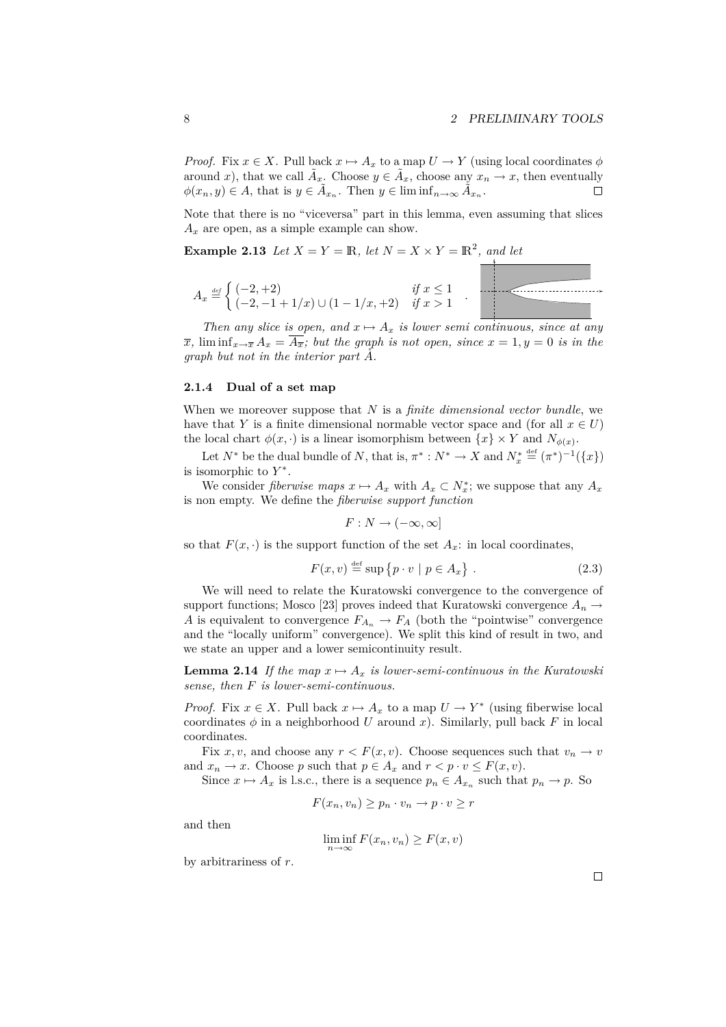*Proof.* Fix $x \in X$. Pull back $x \mapsto A_x$ to a map $U \to Y$ (using local coordinates $\phi$ around $x$), that we call $\tilde{A}_x$. Choose $y \in \tilde{A}_x$, choose any $x_n \to x$, then eventually $\phi(x_n, y) \in A$, that is $y \in \tilde{A}_{x_n}$. Then $y \in \liminf_{n\to\infty} \tilde{A}_{x_n}$. □

Note that there is no "viceversa" part in this lemma, even assuming that slices $A_x$ are open, as a simple example can show.

**Example 2.13** *Let $X = Y = \mathbb{R}$, let $N = X \times Y = \mathbb{R}^2$, and let*

$$A_x \stackrel{def}{=} \begin{cases} (-2, +2) & \text{if } x \le 1 \\ (-2, -1 + 1/x) \cup (1 - 1/x, +2) & \text{if } x > 1 \end{cases} .$$

*Then any slice is open, and $x \mapsto A_x$ is lower semi continuous, since at any $\overline{x}$, $\liminf_{x \to \overline{x}} A_x = \overline{A_{\overline{x}}}$; but the graph is not open, since $x = 1, y = 0$ is in the graph but not in the interior part $\mathring{A}$.*

### 2.1.4 Dual of a set map

When we moreover suppose that $N$ is a *finite dimensional vector bundle*, we have that $Y$ is a finite dimensional normable vector space and (for all $x \in U$) the local chart $\phi(x, \cdot)$ is a linear isomorphism between $\{x\} \times Y$ and $N_{\phi(x)}$.

Let $N^*$ be the dual bundle of $N$, that is, $\pi^* : N^* \to X$ and $N^*_x \stackrel{\text{def}}{=} (\pi^*)^{-1}(\{x\})$ is isomorphic to $Y^*$.

We consider *fiberwise maps* $x \mapsto A_x$ with $A_x \subset N^*_x$; we suppose that any $A_x$ is non empty. We define the *fiberwise support function*

$$F : N \to (-\infty, \infty]$$

so that $F(x, \cdot)$ is the support function of the set $A_x$: in local coordinates,

$$F(x, v) \stackrel{\text{def}}{=} \sup\left\{p \cdot v \mid p \in A_x\right\} . \tag{2.3}$$

We will need to relate the Kuratowski convergence to the convergence of support functions; Mosco [23] proves indeed that Kuratowski convergence $A_n \to A$ is equivalent to convergence $F_{A_n} \to F_A$ (both the "pointwise" convergence and the "locally uniform" convergence). We split this kind of result in two, and we state an upper and a lower semicontinuity result.

**Lemma 2.14** *If the map $x \mapsto A_x$ is lower-semi-continuous in the Kuratowski sense, then $F$ is lower-semi-continuous.*

*Proof.* Fix $x \in X$. Pull back $x \mapsto A_x$ to a map $U \to Y^*$ (using fiberwise local coordinates $\phi$ in a neighborhood $U$ around $x$). Similarly, pull back $F$ in local coordinates.

Fix $x, v$, and choose any $r < F(x, v)$. Choose sequences such that $v_n \to v$ and $x_n \to x$. Choose $p$ such that $p \in A_x$ and $r < p \cdot v \le F(x, v)$.

Since $x \mapsto A_x$ is l.s.c., there is a sequence $p_n \in A_{x_n}$ such that $p_n \to p$. So

$$F(x_n, v_n) \ge p_n \cdot v_n \to p \cdot v \ge r$$

and then

$$\liminf_{n\to\infty} F(x_n, v_n) \ge F(x, v)$$

by arbitrariness of $r$.

□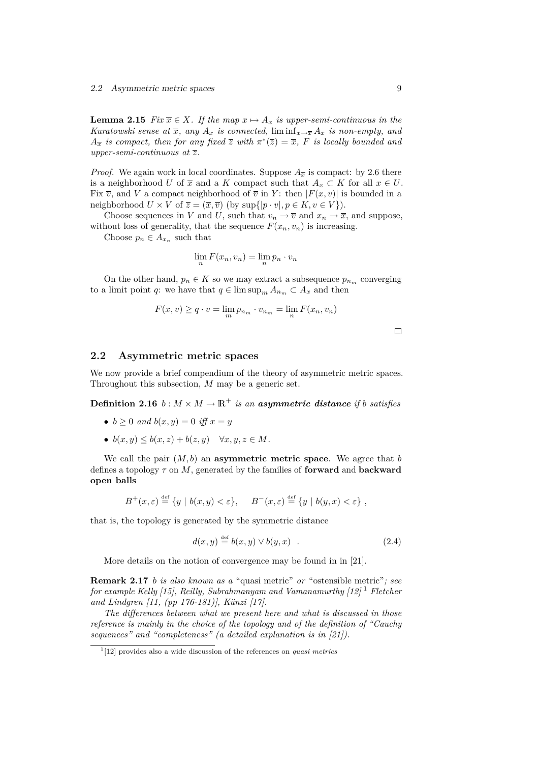**Lemma 2.15** *Fix $\overline{x} \in X$. If the map $x \mapsto A_x$ is upper-semi-continuous in the Kuratowski sense at $\overline{x}$, any $A_x$ is connected, $\liminf_{x\to\overline{x}} A_x$ is non-empty, and $A_{\overline{x}}$ is compact, then for any fixed $\overline{z}$ with $\pi^*(\overline{z}) = \overline{x}$, $F$ is locally bounded and upper-semi-continuous at $\overline{z}$.*

*Proof.* We again work in local coordinates. Suppose $A_{\overline{x}}$ is compact: by 2.6 there is a neighborhood $U$ of $\overline{x}$ and a $K$ compact such that $A_x \subset K$ for all $x \in U$. Fix $\overline{v}$, and $V$ a compact neighborhood of $\overline{v}$ in $Y$: then $|F(x,v)|$ is bounded in a neighborhood $U \times V$ of $\overline{z} = (\overline{x}, \overline{v})$ (by $\sup\{|p \cdot v|, p \in K, v \in V\}$).

Choose sequences in $V$ and $U$, such that $v_n \to \overline{v}$ and $x_n \to \overline{x}$, and suppose, without loss of generality, that the sequence $F(x_n, v_n)$ is increasing.

Choose $p_n \in A_{x_n}$ such that

$$\lim_n F(x_n, v_n) = \lim_n p_n \cdot v_n$$

On the other hand, $p_n \in K$ so we may extract a subsequence $p_{n_m}$ converging to a limit point $q$: we have that $q \in \limsup_m A_{n_m} \subset A_x$ and then

$$F(x,v) \geq q \cdot v = \lim_m p_{n_m} \cdot v_{n_m} = \lim_n F(x_n, v_n)$$

□

## 2.2 Asymmetric metric spaces

We now provide a brief compendium of the theory of asymmetric metric spaces. Throughout this subsection, $M$ may be a generic set.

**Definition 2.16** *$b : M \times M \to \mathbb{R}^+$ is an* ***asymmetric distance*** *if $b$ satisfies*

- *$b \geq 0$ and $b(x,y) = 0$ iff $x = y$*
- *$b(x,y) \leq b(x,z) + b(z,y) \quad \forall x,y,z \in M$.*

We call the pair $(M, b)$ an **asymmetric metric space**. We agree that $b$ defines a topology $\tau$ on $M$, generated by the families of **forward** and **backward open balls**

$$B^+(x,\varepsilon) \stackrel{\text{def}}{=} \{y \mid b(x,y) < \varepsilon\}, \qquad B^-(x,\varepsilon) \stackrel{\text{def}}{=} \{y \mid b(y,x) < \varepsilon\} ,$$

that is, the topology is generated by the symmetric distance

$$d(x,y) \stackrel{\text{def}}{=} b(x,y) \vee b(y,x) \quad . \tag{2.4}$$

More details on the notion of convergence may be found in in [21].

**Remark 2.17** *$b$ is also known as a* "quasi metric" *or* "ostensible metric"*; see for example Kelly [15], Reilly, Subrahmanyam and Vamanamurthy [12] [1] Fletcher and Lindgren [11, (pp 176-181)], Künzi [17].*

*The differences between what we present here and what is discussed in those reference is mainly in the choice of the topology and of the definition of "Cauchy sequences" and "completeness" (a detailed explanation is in [21]).*

[1] [12] provides also a wide discussion of the references on *quasi metrics*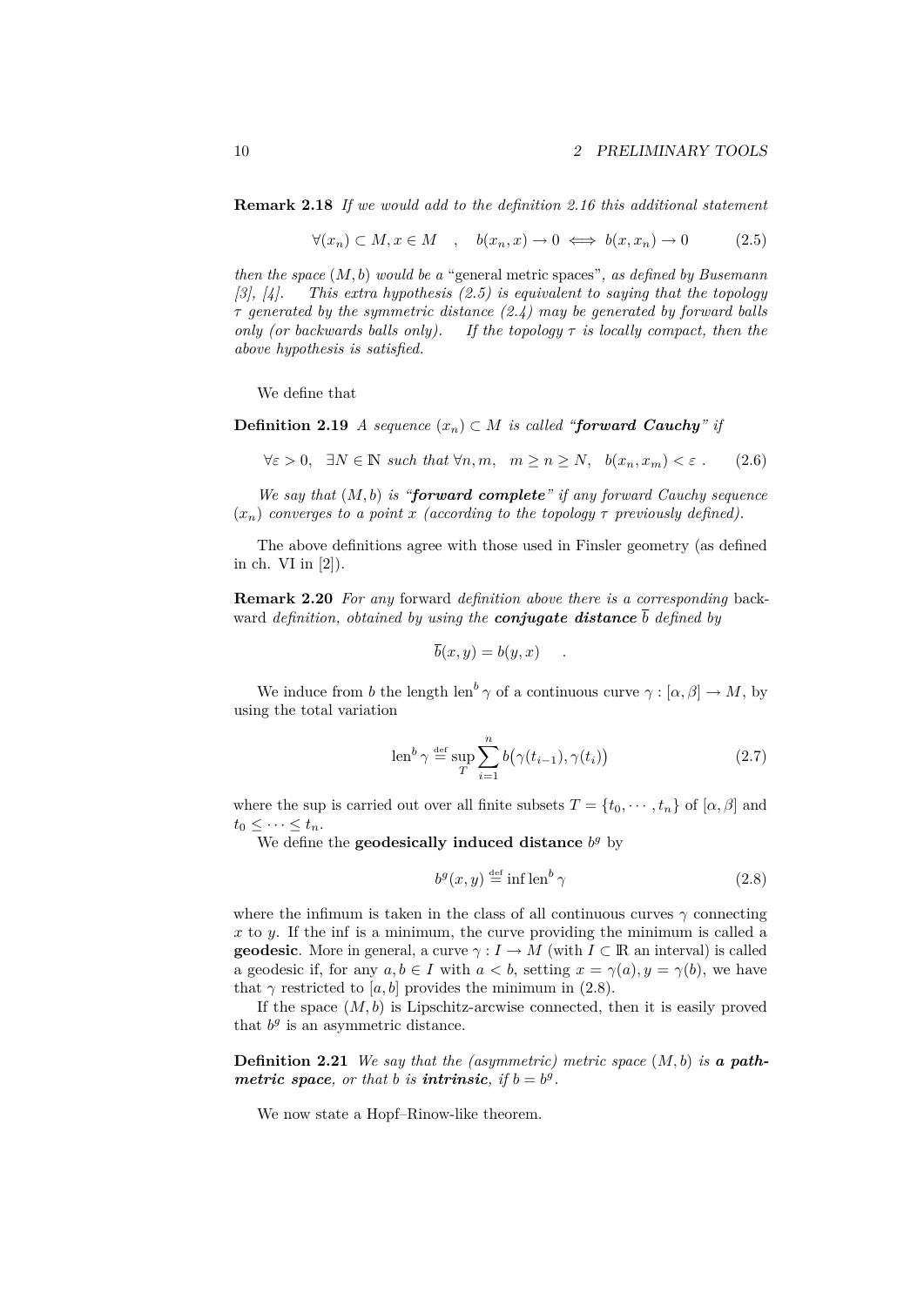**Remark 2.18** *If we would add to the definition 2.16 this additional statement*

$$\forall (x_n) \subset M, x \in M \quad , \quad b(x_n, x) \to 0 \iff b(x, x_n) \to 0 \tag{2.5}$$

*then the space $(M, b)$ would be a* "general metric spaces"*, as defined by Busemann [3], [4]. This extra hypothesis (2.5) is equivalent to saying that the topology $\tau$ generated by the symmetric distance (2.4) may be generated by forward balls only (or backwards balls only). If the topology $\tau$ is locally compact, then the above hypothesis is satisfied.*

We define that

**Definition 2.19** *A sequence $(x_n) \subset M$ is called "**forward Cauchy**" if*

$$\forall \varepsilon > 0, \quad \exists N \in \mathbb{N} \text{ such that } \forall n, m, \quad m \geq n \geq N, \quad b(x_n, x_m) < \varepsilon \ . \tag{2.6}$$

*We say that $(M, b)$ is "**forward complete**" if any forward Cauchy sequence $(x_n)$ converges to a point $x$ (according to the topology $\tau$ previously defined).*

The above definitions agree with those used in Finsler geometry (as defined in ch. VI in [2]).

**Remark 2.20** *For any* forward *definition above there is a corresponding* backward *definition, obtained by using the **conjugate distance** $\overline{b}$ defined by*

$$\overline{b}(x, y) = b(y, x) \quad .$$

We induce from $b$ the length $\operatorname{len}^b \gamma$ of a continuous curve $\gamma : [\alpha, \beta] \to M$, by using the total variation

$$\operatorname{len}^b \gamma \stackrel{\text{def}}{=} \sup_T \sum_{i=1}^{n} b\big(\gamma(t_{i-1}), \gamma(t_i)\big) \tag{2.7}$$

where the sup is carried out over all finite subsets $T = \{t_0, \cdots, t_n\}$ of $[\alpha, \beta]$ and $t_0 \leq \cdots \leq t_n$.

We define the **geodesically induced distance** $b^g$ by

$$b^g(x, y) \stackrel{\text{def}}{=} \inf \operatorname{len}^b \gamma \tag{2.8}$$

where the infimum is taken in the class of all continuous curves $\gamma$ connecting $x$ to $y$. If the inf is a minimum, the curve providing the minimum is called a **geodesic**. More in general, a curve $\gamma : I \to M$ (with $I \subset \mathbb{R}$ an interval) is called a geodesic if, for any $a, b \in I$ with $a < b$, setting $x = \gamma(a), y = \gamma(b)$, we have that $\gamma$ restricted to $[a, b]$ provides the minimum in (2.8).

If the space $(M, b)$ is Lipschitz-arcwise connected, then it is easily proved that $b^g$ is an asymmetric distance.

**Definition 2.21** *We say that the (asymmetric) metric space $(M, b)$ is **a path-metric space**, or that $b$ is **intrinsic**, if $b = b^g$.*

We now state a Hopf–Rinow-like theorem.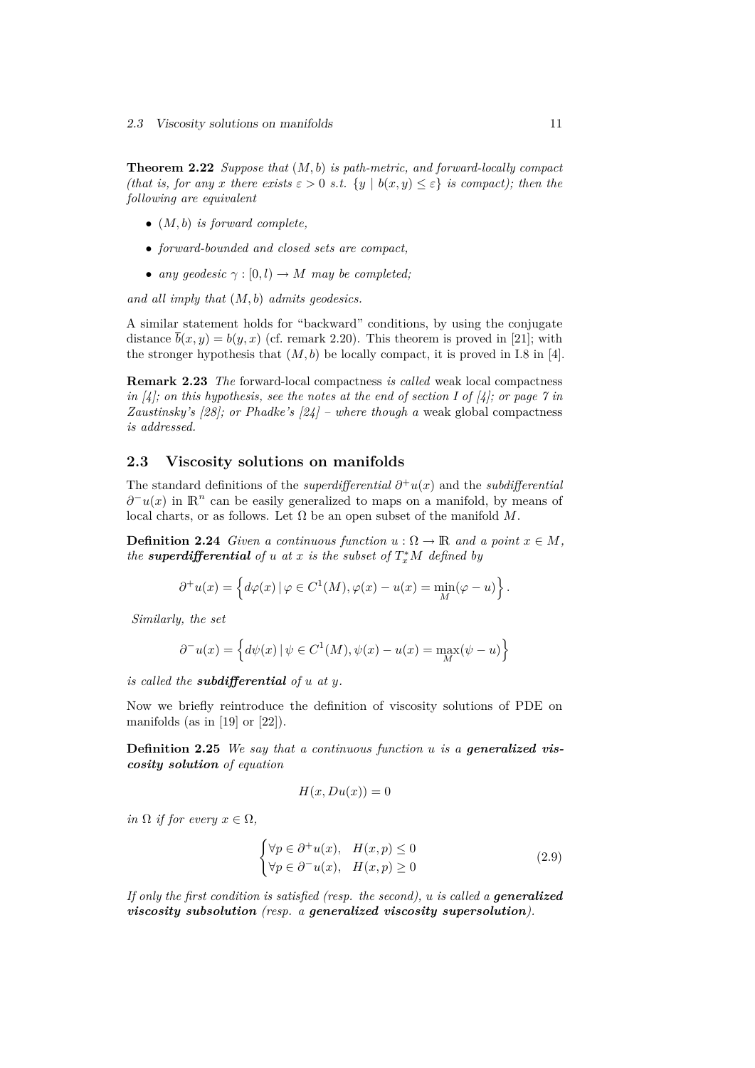**Theorem 2.22** *Suppose that $(M, b)$ is path-metric, and forward-locally compact (that is, for any $x$ there exists $\varepsilon > 0$ s.t. $\{y \mid b(x, y) \leq \varepsilon\}$ is compact); then the following are equivalent*

- *$(M, b)$ is forward complete,*
- *forward-bounded and closed sets are compact,*
- *any geodesic $\gamma : [0, l) \to M$ may be completed;*

*and all imply that $(M, b)$ admits geodesics.*

A similar statement holds for "backward" conditions, by using the conjugate distance $\overline{b}(x, y) = b(y, x)$ (cf. remark 2.20). This theorem is proved in [21]; with the stronger hypothesis that $(M, b)$ be locally compact, it is proved in I.8 in [4].

**Remark 2.23** *The* forward-local compactness *is called* weak local compactness *in [4]; on this hypothesis, see the notes at the end of section I of [4]; or page 7 in Zaustinsky's [28]; or Phadke's [24] – where though a* weak global compactness *is addressed.*

## 2.3 Viscosity solutions on manifolds

The standard definitions of the *superdifferential* $\partial^+ u(x)$ and the *subdifferential* $\partial^- u(x)$ in $\mathbb{R}^n$ can be easily generalized to maps on a manifold, by means of local charts, or as follows. Let $\Omega$ be an open subset of the manifold $M$.

**Definition 2.24** *Given a continuous function $u : \Omega \to \mathbb{R}$ and a point $x \in M$, the* ***superdifferential*** *of $u$ at $x$ is the subset of $T_x^* M$ defined by*

$$\partial^+ u(x) = \left\{ d\varphi(x) \,|\, \varphi \in C^1(M), \varphi(x) - u(x) = \min_M (\varphi - u) \right\}.$$

*Similarly, the set*

$$\partial^- u(x) = \left\{ d\psi(x) \,|\, \psi \in C^1(M), \psi(x) - u(x) = \max_M (\psi - u) \right\}$$

*is called the* ***subdifferential*** *of $u$ at $y$.*

Now we briefly reintroduce the definition of viscosity solutions of PDE on manifolds (as in [19] or [22]).

**Definition 2.25** *We say that a continuous function $u$ is a* ***generalized viscosity solution*** *of equation*

$$H(x, Du(x)) = 0$$

*in $\Omega$ if for every $x \in \Omega$,*

$$\begin{cases} \forall p \in \partial^+ u(x), & H(x, p) \leq 0 \\ \forall p \in \partial^- u(x), & H(x, p) \geq 0 \end{cases} \tag{2.9}$$

*If only the first condition is satisfied (resp. the second), $u$ is called a* ***generalized viscosity subsolution*** *(resp. a* ***generalized viscosity supersolution****).*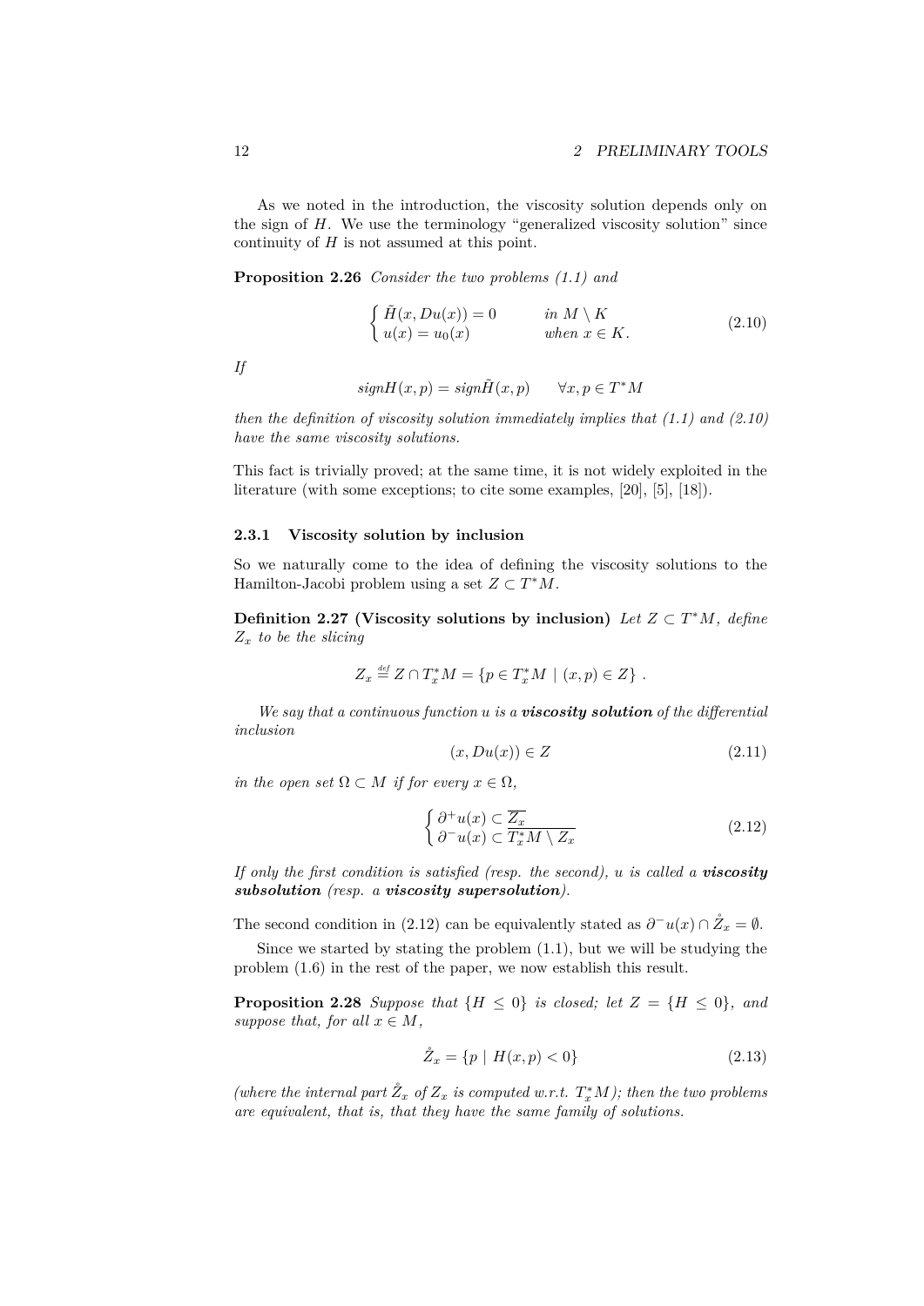As we noted in the introduction, the viscosity solution depends only on the sign of $H$. We use the terminology "generalized viscosity solution" since continuity of $H$ is not assumed at this point.

**Proposition 2.26** *Consider the two problems (1.1) and*

$$\begin{cases} \tilde{H}(x, Du(x)) = 0 & \text{in } M \setminus K \\ u(x) = u_0(x) & \text{when } x \in K. \end{cases} \tag{2.10}$$

*If*

$$sign H(x,p) = sign \tilde{H}(x,p) \qquad \forall x, p \in T^*M$$

*then the definition of viscosity solution immediately implies that (1.1) and (2.10) have the same viscosity solutions.*

This fact is trivially proved; at the same time, it is not widely exploited in the literature (with some exceptions; to cite some examples, [20], [5], [18]).

### 2.3.1 Viscosity solution by inclusion

So we naturally come to the idea of defining the viscosity solutions to the Hamilton-Jacobi problem using a set $Z \subset T^*M$.

**Definition 2.27 (Viscosity solutions by inclusion)** *Let $Z \subset T^*M$, define $Z_x$ to be the slicing*

$$Z_x \stackrel{def}{=} Z \cap T_x^*M = \{p \in T_x^*M \mid (x,p) \in Z\} .$$

*We say that a continuous function u is a* ***viscosity solution*** *of the differential inclusion*

$$(x, Du(x)) \in Z \tag{2.11}$$

*in the open set $\Omega \subset M$ if for every $x \in \Omega$,*

$$\begin{cases} \partial^+ u(x) \subset \overline{Z_x} \\ \partial^- u(x) \subset \overline{T_x^*M \setminus Z_x} \end{cases} \tag{2.12}$$

*If only the first condition is satisfied (resp. the second), u is called a* ***viscosity subsolution*** *(resp. a* ***viscosity supersolution****).*

The second condition in (2.12) can be equivalently stated as $\partial^- u(x) \cap \mathring{Z}_x = \emptyset$.

Since we started by stating the problem (1.1), but we will be studying the problem (1.6) in the rest of the paper, we now establish this result.

**Proposition 2.28** *Suppose that $\{H \leq 0\}$ is closed; let $Z = \{H \leq 0\}$, and suppose that, for all $x \in M$,*

$$\mathring{Z}_x = \{p \mid H(x,p) < 0\} \tag{2.13}$$

*(where the internal part $\mathring{Z}_x$ of $Z_x$ is computed w.r.t. $T_x^*M$); then the two problems are equivalent, that is, that they have the same family of solutions.*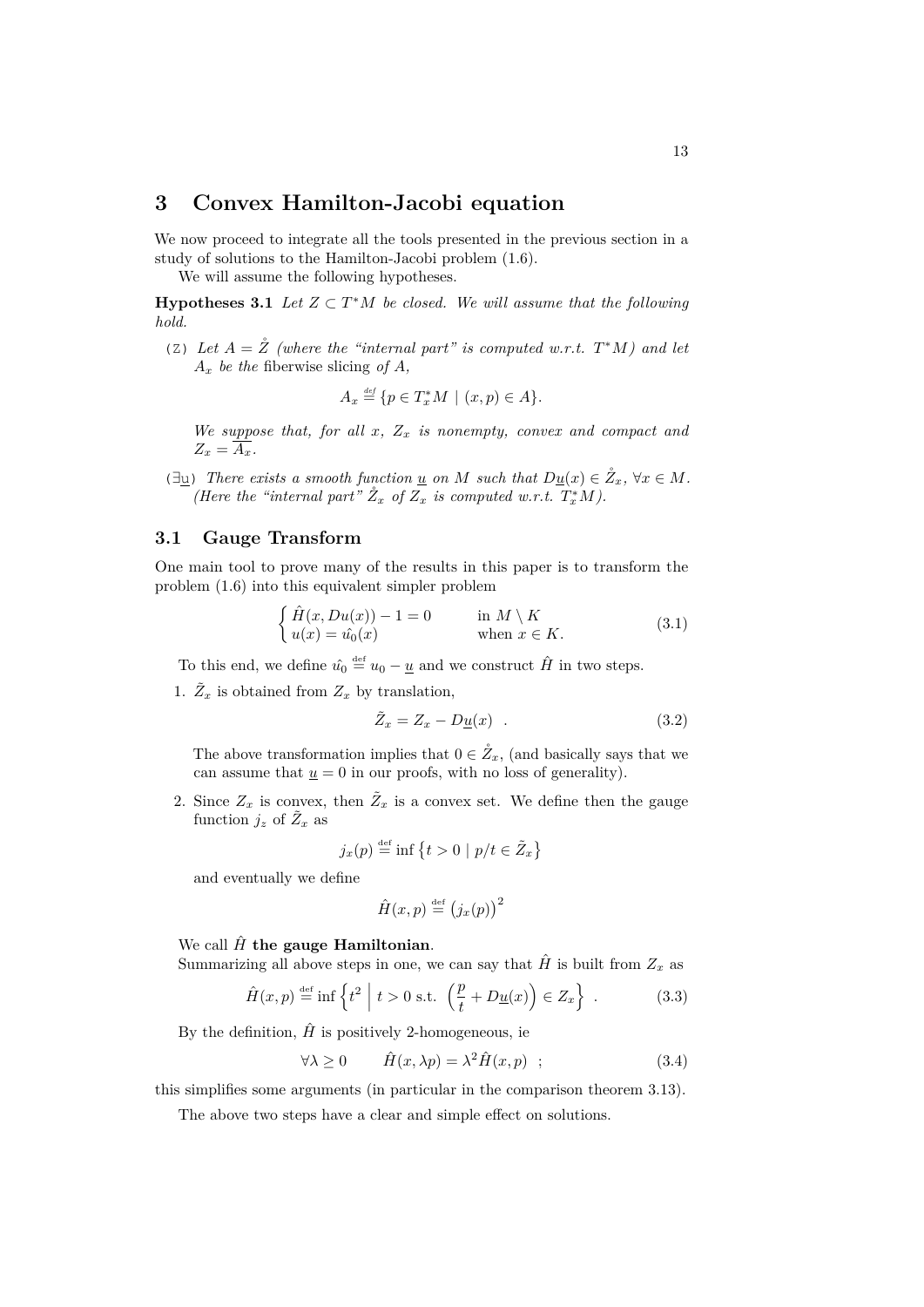# 3 Convex Hamilton-Jacobi equation

We now proceed to integrate all the tools presented in the previous section in a study of solutions to the Hamilton-Jacobi problem (1.6).

We will assume the following hypotheses.

**Hypotheses 3.1** *Let $Z \subset T^*M$ be closed. We will assume that the following hold.*

(Z) *Let $A = \mathring{Z}$ (where the "internal part" is computed w.r.t. $T^*M$) and let $A_x$ be the* fiberwise slicing *of $A$,*

$$A_x \stackrel{\scriptscriptstyle def}{=} \{p \in T_x^*M \mid (x,p) \in A\}.$$

*We suppose that, for all $x$, $Z_x$ is nonempty, convex and compact and $Z_x = \overline{A_x}$.*

($\exists \underline{u}$) *There exists a smooth function $\underline{u}$ on $M$ such that $D\underline{u}(x) \in \mathring{Z}_x$, $\forall x \in M$. (Here the "internal part" $\mathring{Z}_x$ of $Z_x$ is computed w.r.t. $T_x^*M$).*

## 3.1 Gauge Transform

One main tool to prove many of the results in this paper is to transform the problem (1.6) into this equivalent simpler problem

$$\begin{cases} \hat{H}(x, Du(x)) - 1 = 0 & \text{in } M \setminus K \\ u(x) = \hat{u_0}(x) & \text{when } x \in K. \end{cases} \tag{3.1}$$

To this end, we define $\hat{u_0} \stackrel{\text{def}}{=} u_0 - \underline{u}$ and we construct $\hat{H}$ in two steps.

1. $\tilde{Z}_x$ is obtained from $Z_x$ by translation,

$$\tilde{Z}_x = Z_x - D\underline{u}(x) \quad . \tag{3.2}$$

   The above transformation implies that $0 \in \mathring{\tilde{Z}}_x$, (and basically says that we can assume that $\underline{u} = 0$ in our proofs, with no loss of generality).

2. Since $Z_x$ is convex, then $\tilde{Z}_x$ is a convex set. We define then the gauge function $j_z$ of $\tilde{Z}_x$ as

$$j_x(p) \stackrel{\text{def}}{=} \inf \left\{ t > 0 \mid p/t \in \tilde{Z}_x \right\}$$

   and eventually we define

$$\hat{H}(x,p) \stackrel{\text{def}}{=} \big(j_x(p)\big)^2$$

We call $\hat{H}$ **the gauge Hamiltonian**.

Summarizing all above steps in one, we can say that $\hat{H}$ is built from $Z_x$ as

$$\hat{H}(x,p) \stackrel{\text{def}}{=} \inf \left\{ t^2 \;\middle|\; t > 0 \text{ s.t. } \left(\frac{p}{t} + D\underline{u}(x)\right) \in Z_x \right\} \quad . \tag{3.3}$$

By the definition, $\hat{H}$ is positively 2-homogeneous, ie

$$\forall \lambda \geq 0 \qquad \hat{H}(x, \lambda p) = \lambda^2 \hat{H}(x,p) \quad ; \tag{3.4}$$

this simplifies some arguments (in particular in the comparison theorem 3.13).

The above two steps have a clear and simple effect on solutions.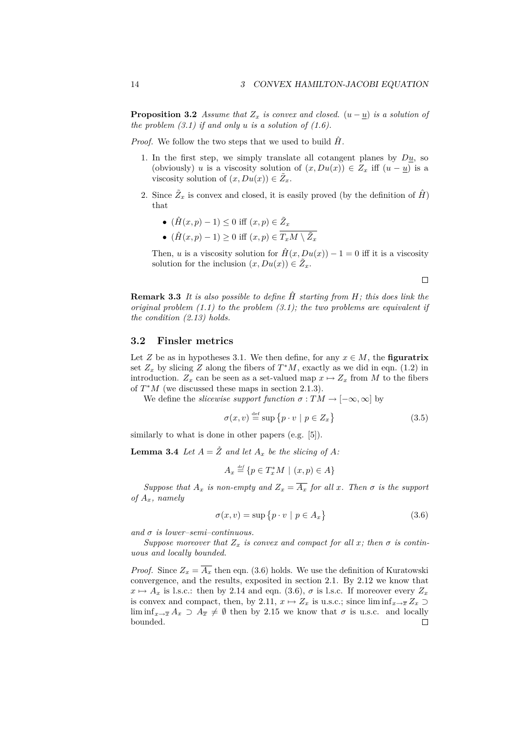**Proposition 3.2** *Assume that $Z_x$ is convex and closed. $(u - \underline{u})$ is a solution of the problem (3.1) if and only $u$ is a solution of (1.6).*

*Proof.* We follow the two steps that we used to build $\hat{H}$.

1. In the first step, we simply translate all cotangent planes by $D\underline{u}$, so (obviously) $u$ is a viscosity solution of $(x, Du(x)) \in Z_x$ iff $(u - \underline{u})$ is a viscosity solution of $(x, Du(x)) \in \tilde{Z}_x$.

2. Since $\tilde{Z}_x$ is convex and closed, it is easily proved (by the definition of $\hat{H}$) that

   - $(\hat{H}(x,p) - 1) \leq 0$ iff $(x,p) \in \tilde{Z}_x$
   - $(\hat{H}(x,p) - 1) \geq 0$ iff $(x,p) \in \overline{T_x M \setminus \tilde{Z}_x}$

   Then, $u$ is a viscosity solution for $\hat{H}(x, Du(x)) - 1 = 0$ iff it is a viscosity solution for the inclusion $(x, Du(x)) \in \tilde{Z}_x$.

□

**Remark 3.3** *It is also possible to define $\hat{H}$ starting from $H$; this does link the original problem (1.1) to the problem (3.1); the two problems are equivalent if the condition (2.13) holds.*

## 3.2 Finsler metrics

Let $Z$ be as in hypotheses 3.1. We then define, for any $x \in M$, the **figuratrix** set $Z_x$ by slicing $Z$ along the fibers of $T^*M$, exactly as we did in eqn. (1.2) in introduction. $Z_x$ can be seen as a set-valued map $x \mapsto Z_x$ from $M$ to the fibers of $T^*M$ (we discussed these maps in section 2.1.3).

We define the *slicewise support function* $\sigma : TM \to [-\infty, \infty]$ by

$$\sigma(x,v) \stackrel{\text{def}}{=} \sup \left\{ p \cdot v \mid p \in Z_x \right\} \tag{3.5}$$

similarly to what is done in other papers (e.g. [5]).

**Lemma 3.4** *Let $A = \mathring{Z}$ and let $A_x$ be the slicing of $A$:*

$$A_x \stackrel{\text{def}}{=} \{ p \in T_x^* M \mid (x,p) \in A \}$$

*Suppose that $A_x$ is non-empty and $Z_x = \overline{A_x}$ for all $x$. Then $\sigma$ is the support of $A_x$, namely*

$$\sigma(x,v) = \sup \left\{ p \cdot v \mid p \in A_x \right\} \tag{3.6}$$

*and $\sigma$ is lower–semi–continuous.*

*Suppose moreover that $Z_x$ is convex and compact for all $x$; then $\sigma$ is continuous and locally bounded.*

*Proof.* Since $Z_x = \overline{A_x}$ then eqn. (3.6) holds. We use the definition of Kuratowski convergence, and the results, exposited in section 2.1. By 2.12 we know that $x \mapsto A_x$ is l.s.c.: then by 2.14 and eqn. (3.6), $\sigma$ is l.s.c. If moreover every $Z_x$ is convex and compact, then, by 2.11, $x \mapsto Z_x$ is u.s.c.; since $\liminf_{x \to \overline{x}} Z_x \supset \liminf_{x \to \overline{x}} A_x \supset A_{\overline{x}} \neq \emptyset$ then by 2.15 we know that $\sigma$ is u.s.c. and locally bounded. □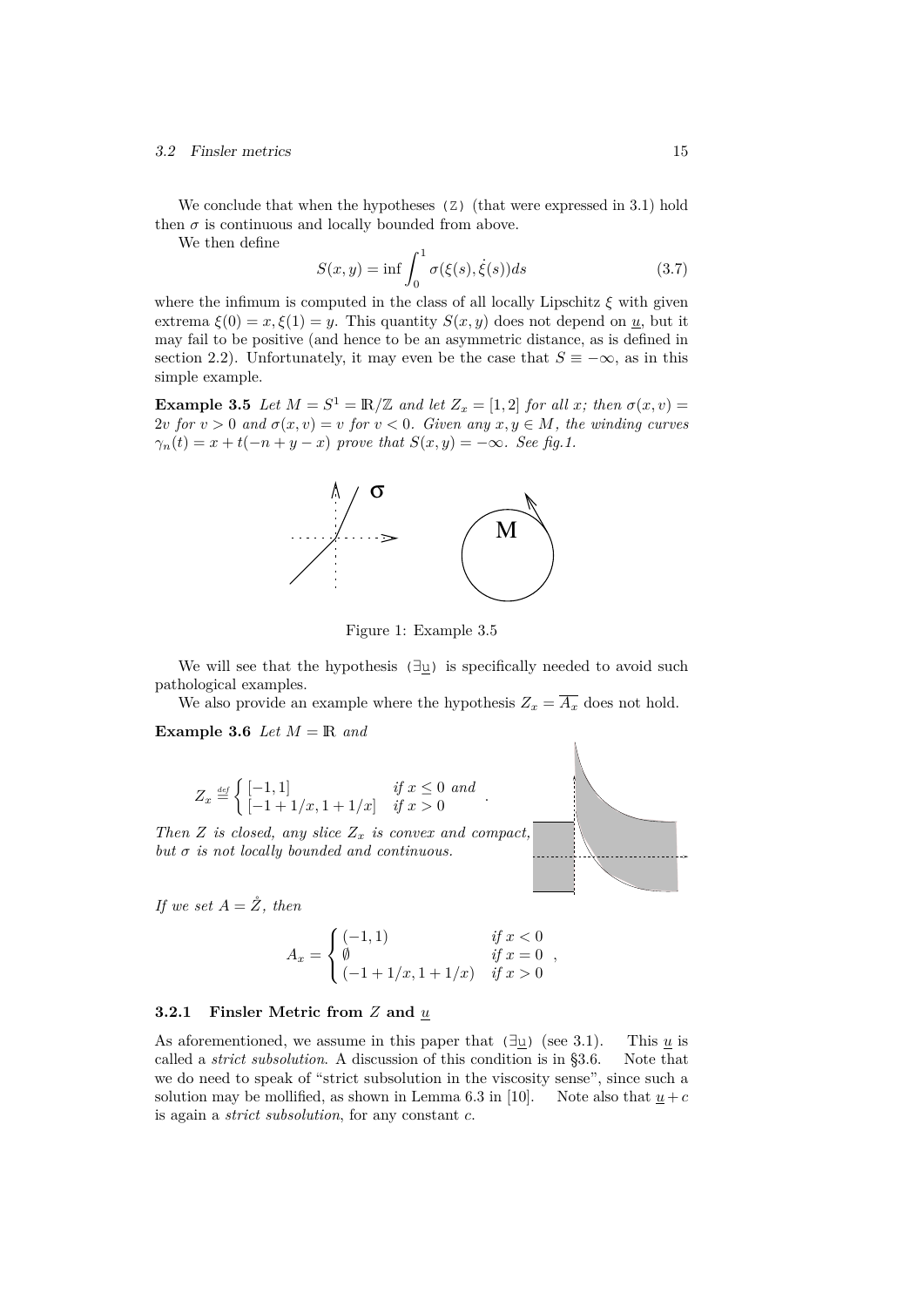We conclude that when the hypotheses (Z) (that were expressed in 3.1) hold then $\sigma$ is continuous and locally bounded from above.

We then define

$$S(x,y) = \inf \int_0^1 \sigma(\xi(s), \dot\xi(s)) ds \tag{3.7}$$

where the infimum is computed in the class of all locally Lipschitz $\xi$ with given extrema $\xi(0) = x, \xi(1) = y$. This quantity $S(x,y)$ does not depend on $\underline{u}$, but it may fail to be positive (and hence to be an asymmetric distance, as is defined in section 2.2). Unfortunately, it may even be the case that $S \equiv -\infty$, as in this simple example.

**Example 3.5** *Let $M = S^1 = \mathbb{R}/\mathbb{Z}$ and let $Z_x = [1,2]$ for all $x$; then $\sigma(x,v) = 2v$ for $v > 0$ and $\sigma(x,v) = v$ for $v < 0$. Given any $x, y \in M$, the winding curves $\gamma_n(t) = x + t(-n + y - x)$ prove that $S(x,y) = -\infty$. See fig.1.*

Figure 1: Example 3.5

We will see that the hypothesis $(\exists\underline{u})$ is specifically needed to avoid such pathological examples.

We also provide an example where the hypothesis $Z_x = \overline{A_x}$ does not hold.

**Example 3.6** *Let $M = \mathbb{R}$ and*

$$Z_x \overset{def}{=} \begin{cases} [-1,1] & \text{if } x \le 0 \text{ and} \\ [-1+1/x, 1+1/x] & \text{if } x > 0 \end{cases} .$$

*Then $Z$ is closed, any slice $Z_x$ is convex and compact, but $\sigma$ is not locally bounded and continuous.*

*If we set $A = \mathring{Z}$, then*

$$A_x = \begin{cases} (-1,1) & \text{if } x < 0 \\ \emptyset & \text{if } x = 0 \\ (-1+1/x, 1+1/x) & \text{if } x > 0 \end{cases} ,$$

### 3.2.1 Finsler Metric from $Z$ and $\underline{u}$

As aforementioned, we assume in this paper that $(\exists\underline{u})$ (see 3.1). This $\underline{u}$ is called a *strict subsolution*. A discussion of this condition is in §3.6. Note that we do need to speak of "strict subsolution in the viscosity sense", since such a solution may be mollified, as shown in Lemma 6.3 in [10]. Note also that $\underline{u} + c$ is again a *strict subsolution*, for any constant $c$.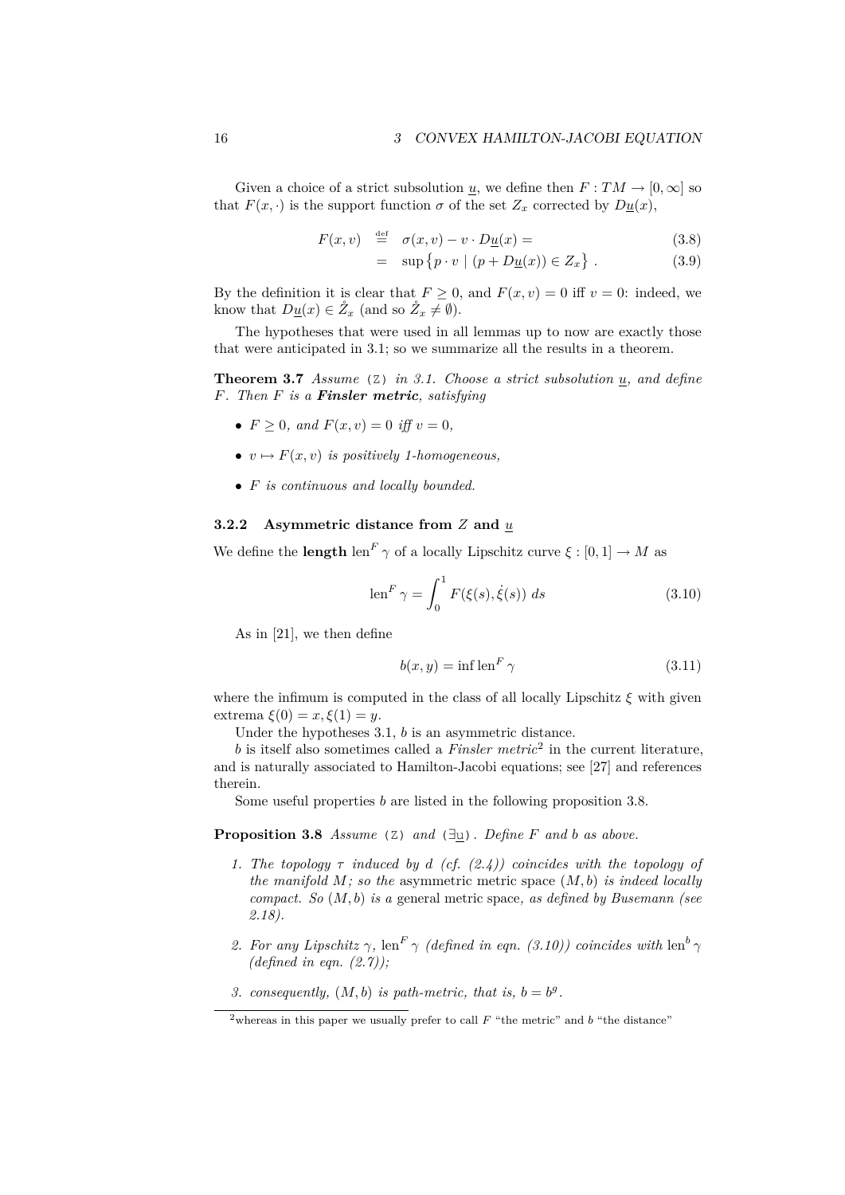Given a choice of a strict subsolution $\underline{u}$, we define then $F : TM \to [0, \infty]$ so that $F(x, \cdot)$ is the support function $\sigma$ of the set $Z_x$ corrected by $D\underline{u}(x)$,

$$
\begin{aligned}
F(x,v) &\stackrel{\text{def}}{=} \sigma(x,v) - v \cdot D\underline{u}(x) = &(3.8)\\
&= \sup\left\{ p \cdot v \mid (p + D\underline{u}(x)) \in Z_x \right\} . &(3.9)
\end{aligned}
$$

By the definition it is clear that $F \geq 0$, and $F(x, v) = 0$ iff $v = 0$: indeed, we know that $D\underline{u}(x) \in \mathring{Z}_x$ (and so $\mathring{Z}_x \neq \emptyset$).

The hypotheses that were used in all lemmas up to now are exactly those that were anticipated in 3.1; so we summarize all the results in a theorem.

**Theorem 3.7** *Assume* (Z) *in 3.1. Choose a strict subsolution $\underline{u}$, and define $F$. Then $F$ is a* ***Finsler metric****, satisfying*

- *$F \geq 0$, and $F(x, v) = 0$ iff $v = 0$,*
- *$v \mapsto F(x, v)$ is positively 1-homogeneous,*
- *$F$ is continuous and locally bounded.*

### 3.2.2 Asymmetric distance from $Z$ and $\underline{u}$

We define the **length** $\operatorname{len}^F \gamma$ of a locally Lipschitz curve $\xi : [0, 1] \to M$ as

$$
\operatorname{len}^F \gamma = \int_0^1 F(\xi(s), \dot{\xi}(s))\, ds \tag{3.10}
$$

As in [21], we then define

$$
b(x, y) = \inf \operatorname{len}^F \gamma \tag{3.11}
$$

where the infimum is computed in the class of all locally Lipschitz $\xi$ with given extrema $\xi(0) = x, \xi(1) = y$.

Under the hypotheses 3.1, $b$ is an asymmetric distance.

$b$ is itself also sometimes called a *Finsler metric*[2] in the current literature, and is naturally associated to Hamilton-Jacobi equations; see [27] and references therein.

Some useful properties $b$ are listed in the following proposition 3.8.

**Proposition 3.8** *Assume* (Z) *and* ($\exists\underline{u}$)*. Define $F$ and $b$ as above.*

1. *The topology $\tau$ induced by $d$ (cf. (2.4)) coincides with the topology of the manifold $M$; so the* asymmetric metric space *$(M, b)$ is indeed locally compact. So $(M, b)$ is a* general metric space*, as defined by Busemann (see 2.18).*
2. *For any Lipschitz $\gamma$, $\operatorname{len}^F \gamma$ (defined in eqn. (3.10)) coincides with $\operatorname{len}^b \gamma$ (defined in eqn. (2.7));*
3. *consequently, $(M, b)$ is path-metric, that is, $b = b^g$.*

[2] whereas in this paper we usually prefer to call $F$ "the metric" and $b$ "the distance"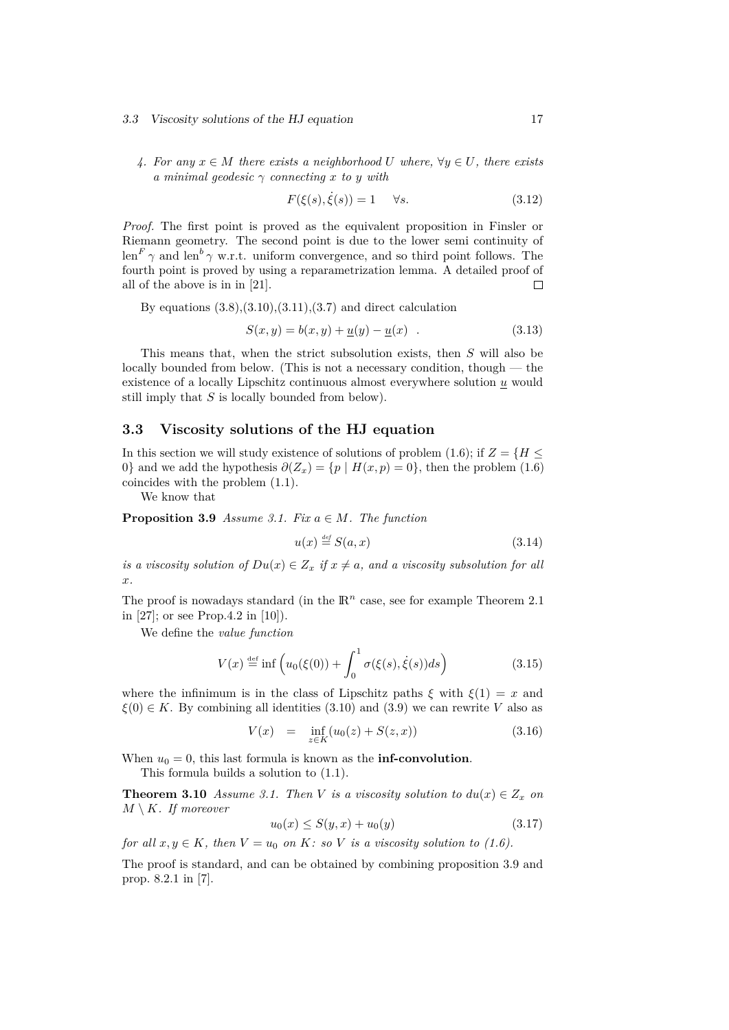4. *For any $x \in M$ there exists a neighborhood $U$ where, $\forall y \in U$, there exists a minimal geodesic $\gamma$ connecting $x$ to $y$ with*

$$F(\xi(s), \dot{\xi}(s)) = 1 \quad \forall s. \tag{3.12}$$

*Proof.* The first point is proved as the equivalent proposition in Finsler or Riemann geometry. The second point is due to the lower semi continuity of $\text{len}^F \gamma$ and $\text{len}^b \gamma$ w.r.t. uniform convergence, and so third point follows. The fourth point is proved by using a reparametrization lemma. A detailed proof of all of the above is in in [21]. □

By equations (3.8),(3.10),(3.11),(3.7) and direct calculation

$$S(x, y) = b(x, y) + \underline{u}(y) - \underline{u}(x) \quad . \tag{3.13}$$

This means that, when the strict subsolution exists, then $S$ will also be locally bounded from below. (This is not a necessary condition, though — the existence of a locally Lipschitz continuous almost everywhere solution $\underline{u}$ would still imply that $S$ is locally bounded from below).

## 3.3 Viscosity solutions of the HJ equation

In this section we will study existence of solutions of problem (1.6); if $Z = \{H \leq 0\}$ and we add the hypothesis $\partial(Z_x) = \{p \mid H(x, p) = 0\}$, then the problem (1.6) coincides with the problem (1.1).

We know that

**Proposition 3.9** *Assume 3.1. Fix $a \in M$. The function*

$$u(x) \stackrel{def}{=} S(a, x) \tag{3.14}$$

*is a viscosity solution of $Du(x) \in Z_x$ if $x \neq a$, and a viscosity subsolution for all $x$.*

The proof is nowadays standard (in the $\mathbb{R}^n$ case, see for example Theorem 2.1 in [27]; or see Prop.4.2 in [10]).

We define the *value function*

$$V(x) \stackrel{\text{def}}{=} \inf \Big( u_0(\xi(0)) + \int_0^1 \sigma(\xi(s), \dot{\xi}(s)) ds \Big) \tag{3.15}$$

where the infinimum is in the class of Lipschitz paths $\xi$ with $\xi(1) = x$ and $\xi(0) \in K$. By combining all identities (3.10) and (3.9) we can rewrite $V$ also as

$$V(x) \quad = \quad \inf_{z \in K} (u_0(z) + S(z, x)) \tag{3.16}$$

When $u_0 = 0$, this last formula is known as the **inf-convolution**.

This formula builds a solution to (1.1).

**Theorem 3.10** *Assume 3.1. Then $V$ is a viscosity solution to $du(x) \in Z_x$ on $M \setminus K$. If moreover*

$$u_0(x) \leq S(y, x) + u_0(y) \tag{3.17}$$

*for all $x, y \in K$, then $V = u_0$ on $K$: so $V$ is a viscosity solution to (1.6).*

The proof is standard, and can be obtained by combining proposition 3.9 and prop. 8.2.1 in [7].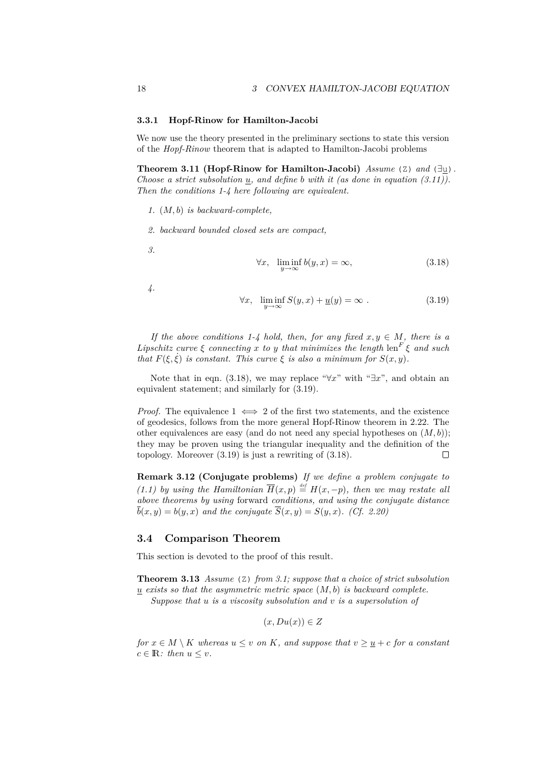### 3.3.1 Hopf-Rinow for Hamilton-Jacobi

We now use the theory presented in the preliminary sections to state this version of the *Hopf-Rinow* theorem that is adapted to Hamilton-Jacobi problems

**Theorem 3.11 (Hopf-Rinow for Hamilton-Jacobi)** *Assume* (Z) *and* ($\exists \underline{u}$)*. Choose a strict subsolution $\underline{u}$, and define $b$ with it (as done in equation (3.11)). Then the conditions 1-4 here following are equivalent.*

1. *$(M, b)$ is backward-complete,*
2. *backward bounded closed sets are compact,*
3. $$\forall x, \quad \liminf_{y \to \infty} b(y, x) = \infty, \tag{3.18}$$
4. $$\forall x, \quad \liminf_{y \to \infty} S(y, x) + \underline{u}(y) = \infty \ . \tag{3.19}$$

*If the above conditions 1-4 hold, then, for any fixed $x, y \in M$, there is a Lipschitz curve $\xi$ connecting $x$ to $y$ that minimizes the length $\mathrm{len}^F \xi$ and such that $F(\xi, \dot{\xi})$ is constant. This curve $\xi$ is also a minimum for $S(x, y)$.*

Note that in eqn. (3.18), we may replace "$\forall x$" with "$\exists x$", and obtain an equivalent statement; and similarly for (3.19).

*Proof.* The equivalence $1 \iff 2$ of the first two statements, and the existence of geodesics, follows from the more general Hopf-Rinow theorem in 2.22. The other equivalences are easy (and do not need any special hypotheses on $(M, b)$); they may be proven using the triangular inequality and the definition of the topology. Moreover (3.19) is just a rewriting of (3.18). $\square$

**Remark 3.12 (Conjugate problems)** *If we define a problem conjugate to (1.1) by using the Hamiltonian $\overline{H}(x, p) \overset{def}{=} H(x, -p)$, then we may restate all above theorems by using* forward *conditions, and using the conjugate distance $\overline{b}(x, y) = b(y, x)$ and the conjugate $\overline{S}(x, y) = S(y, x)$. (Cf. 2.20)*

## 3.4 Comparison Theorem

This section is devoted to the proof of this result.

**Theorem 3.13** *Assume* (Z) *from 3.1; suppose that a choice of strict subsolution $\underline{u}$ exists so that the asymmetric metric space $(M, b)$ is backward complete.*

*Suppose that $u$ is a viscosity subsolution and $v$ is a supersolution of*

$$(x, Du(x)) \in Z$$

*for $x \in M \setminus K$ whereas $u \le v$ on $K$, and suppose that $v \ge \underline{u} + c$ for a constant $c \in \mathbb{R}$: then $u \le v$.*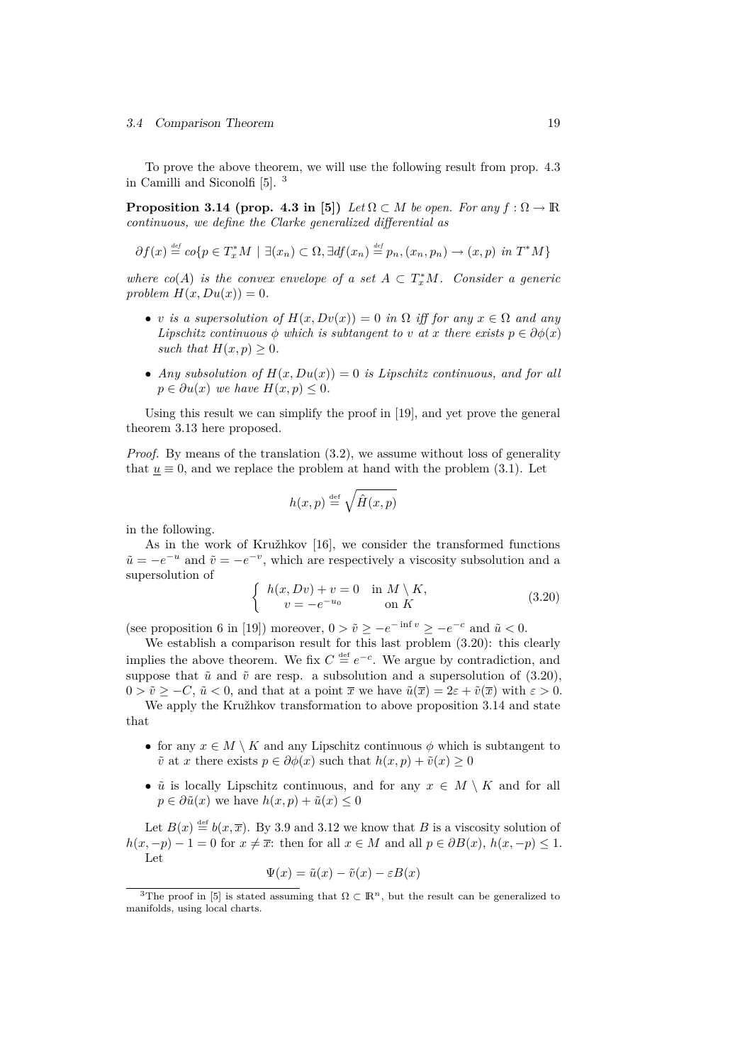To prove the above theorem, we will use the following result from prop. 4.3 in Camilli and Siconolfi [5]. [3]

**Proposition 3.14 (prop. 4.3 in [5])** *Let $\Omega \subset M$ be open. For any $f : \Omega \to \mathbb{R}$ continuous, we define the Clarke generalized differential as*

$$\partial f(x) \stackrel{def}{=} co\{p \in T^*_x M \mid \exists (x_n) \subset \Omega, \exists df(x_n) \stackrel{def}{=} p_n, (x_n, p_n) \to (x, p) \text{ in } T^*M\}$$

*where $co(A)$ is the convex envelope of a set $A \subset T^*_x M$. Consider a generic problem $H(x, Du(x)) = 0$.*

- *$v$ is a supersolution of $H(x, Dv(x)) = 0$ in $\Omega$ iff for any $x \in \Omega$ and any Lipschitz continuous $\phi$ which is subtangent to $v$ at $x$ there exists $p \in \partial\phi(x)$ such that $H(x, p) \geq 0$.*
- *Any subsolution of $H(x, Du(x)) = 0$ is Lipschitz continuous, and for all $p \in \partial u(x)$ we have $H(x, p) \leq 0$.*

Using this result we can simplify the proof in [19], and yet prove the general theorem 3.13 here proposed.

*Proof.* By means of the translation (3.2), we assume without loss of generality that $\underline{u} \equiv 0$, and we replace the problem at hand with the problem (3.1). Let

$$h(x, p) \stackrel{\text{def}}{=} \sqrt{\hat{H}(x, p)}$$

in the following.

As in the work of Kružhkov [16], we consider the transformed functions $\tilde{u} = -e^{-u}$ and $\tilde{v} = -e^{-v}$, which are respectively a viscosity subsolution and a supersolution of

$$\begin{cases} h(x, Dv) + v = 0 & \text{in } M \setminus K, \\ v = -e^{-u_0} & \text{on } K \end{cases} \tag{3.20}$$

(see proposition 6 in [19]) moreover, $0 > \tilde{v} \geq -e^{-\inf v} \geq -e^{-c}$ and $\tilde{u} < 0$.

We establish a comparison result for this last problem (3.20): this clearly implies the above theorem. We fix $C \stackrel{\text{def}}{=} e^{-c}$. We argue by contradiction, and suppose that $\tilde{u}$ and $\tilde{v}$ are resp. a subsolution and a supersolution of (3.20), $0 > \tilde{v} \geq -C$, $\tilde{u} < 0$, and that at a point $\overline{x}$ we have $\tilde{u}(\overline{x}) = 2\varepsilon + \tilde{v}(\overline{x})$ with $\varepsilon > 0$.

We apply the Kružhkov transformation to above proposition 3.14 and state that

- for any $x \in M \setminus K$ and any Lipschitz continuous $\phi$ which is subtangent to $\tilde{v}$ at $x$ there exists $p \in \partial\phi(x)$ such that $h(x, p) + \tilde{v}(x) \geq 0$
- $\tilde{u}$ is locally Lipschitz continuous, and for any $x \in M \setminus K$ and for all $p \in \partial\tilde{u}(x)$ we have $h(x, p) + \tilde{u}(x) \leq 0$

Let $B(x) \stackrel{\text{def}}{=} b(x, \overline{x})$. By 3.9 and 3.12 we know that $B$ is a viscosity solution of $h(x, -p) - 1 = 0$ for $x \neq \overline{x}$: then for all $x \in M$ and all $p \in \partial B(x)$, $h(x, -p) \leq 1$.

Let

$$\Psi(x) = \tilde{u}(x) - \tilde{v}(x) - \varepsilon B(x)$$

[3] The proof in [5] is stated assuming that $\Omega \subset \mathbb{R}^n$, but the result can be generalized to manifolds, using local charts.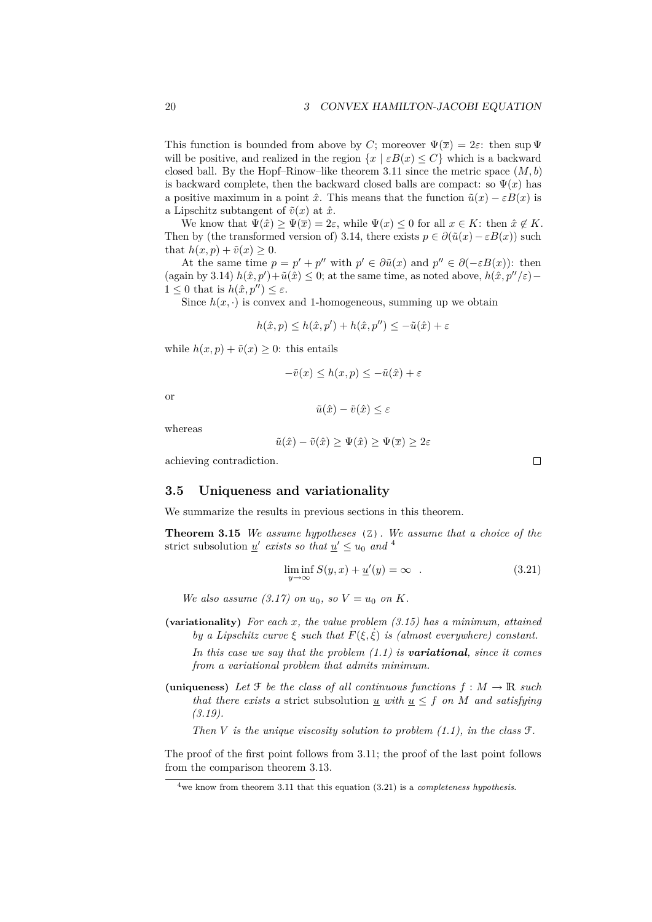This function is bounded from above by $C$; moreover $\Psi(\overline{x}) = 2\varepsilon$: then $\sup \Psi$ will be positive, and realized in the region $\{x \mid \varepsilon B(x) \leq C\}$ which is a backward closed ball. By the Hopf–Rinow–like theorem 3.11 since the metric space $(M, b)$ is backward complete, then the backward closed balls are compact: so $\Psi(x)$ has a positive maximum in a point $\hat{x}$. This means that the function $\tilde{u}(x) - \varepsilon B(x)$ is a Lipschitz subtangent of $\tilde{v}(x)$ at $\hat{x}$.

We know that $\Psi(\hat{x}) \geq \Psi(\overline{x}) = 2\varepsilon$, while $\Psi(x) \leq 0$ for all $x \in K$: then $\hat{x} \notin K$. Then by (the transformed version of) 3.14, there exists $p \in \partial(\tilde{u}(x) - \varepsilon B(x))$ such that $h(x, p) + \tilde{v}(x) \geq 0$.

At the same time $p = p' + p''$ with $p' \in \partial \tilde{u}(x)$ and $p'' \in \partial(-\varepsilon B(x))$: then (again by 3.14) $h(\hat{x}, p') + \tilde{u}(\hat{x}) \leq 0$; at the same time, as noted above, $h(\hat{x}, p''/\varepsilon) - 1 \leq 0$ that is $h(\hat{x}, p'') \leq \varepsilon$.

Since $h(x, \cdot)$ is convex and 1-homogeneous, summing up we obtain

$$h(\hat{x}, p) \leq h(\hat{x}, p') + h(\hat{x}, p'') \leq -\tilde{u}(\hat{x}) + \varepsilon$$

while $h(x, p) + \tilde{v}(x) \geq 0$: this entails

$$-\tilde{v}(x) \leq h(x, p) \leq -\tilde{u}(\hat{x}) + \varepsilon$$

or

$$\tilde{u}(\hat{x}) - \tilde{v}(\hat{x}) \leq \varepsilon$$

whereas

$$\tilde{u}(\hat{x}) - \tilde{v}(\hat{x}) \geq \Psi(\hat{x}) \geq \Psi(\overline{x}) \geq 2\varepsilon$$

achieving contradiction. □

### 3.5 Uniqueness and variationality

We summarize the results in previous sections in this theorem.

**Theorem 3.15** *We assume hypotheses* (Z)*. We assume that a choice of the* strict subsolution $\underline{u}'$ *exists so that* $\underline{u}' \leq u_0$ *and* [4]

$$\liminf_{y \to \infty} S(y, x) + \underline{u}'(y) = \infty \quad . \tag{3.21}$$

*We also assume (3.17) on* $u_0$*, so* $V = u_0$ *on* $K$*.*

**(variationality)** *For each* $x$*, the value problem (3.15) has a minimum, attained by a Lipschitz curve* $\xi$ *such that* $F(\xi, \dot{\xi})$ *is (almost everywhere) constant.*

*In this case we say that the problem (1.1) is* ***variational****, since it comes from a variational problem that admits minimum.*

**(uniqueness)** *Let* $\mathcal{F}$ *be the class of all continuous functions* $f : M \to \mathbb{R}$ *such that there exists a* strict subsolution $\underline{u}$ *with* $\underline{u} \leq f$ *on* $M$ *and satisfying (3.19).*

*Then* $V$ *is the unique viscosity solution to problem (1.1), in the class* $\mathcal{F}$*.*

The proof of the first point follows from 3.11; the proof of the last point follows from the comparison theorem 3.13.

[4] we know from theorem 3.11 that this equation (3.21) is a *completeness hypothesis*.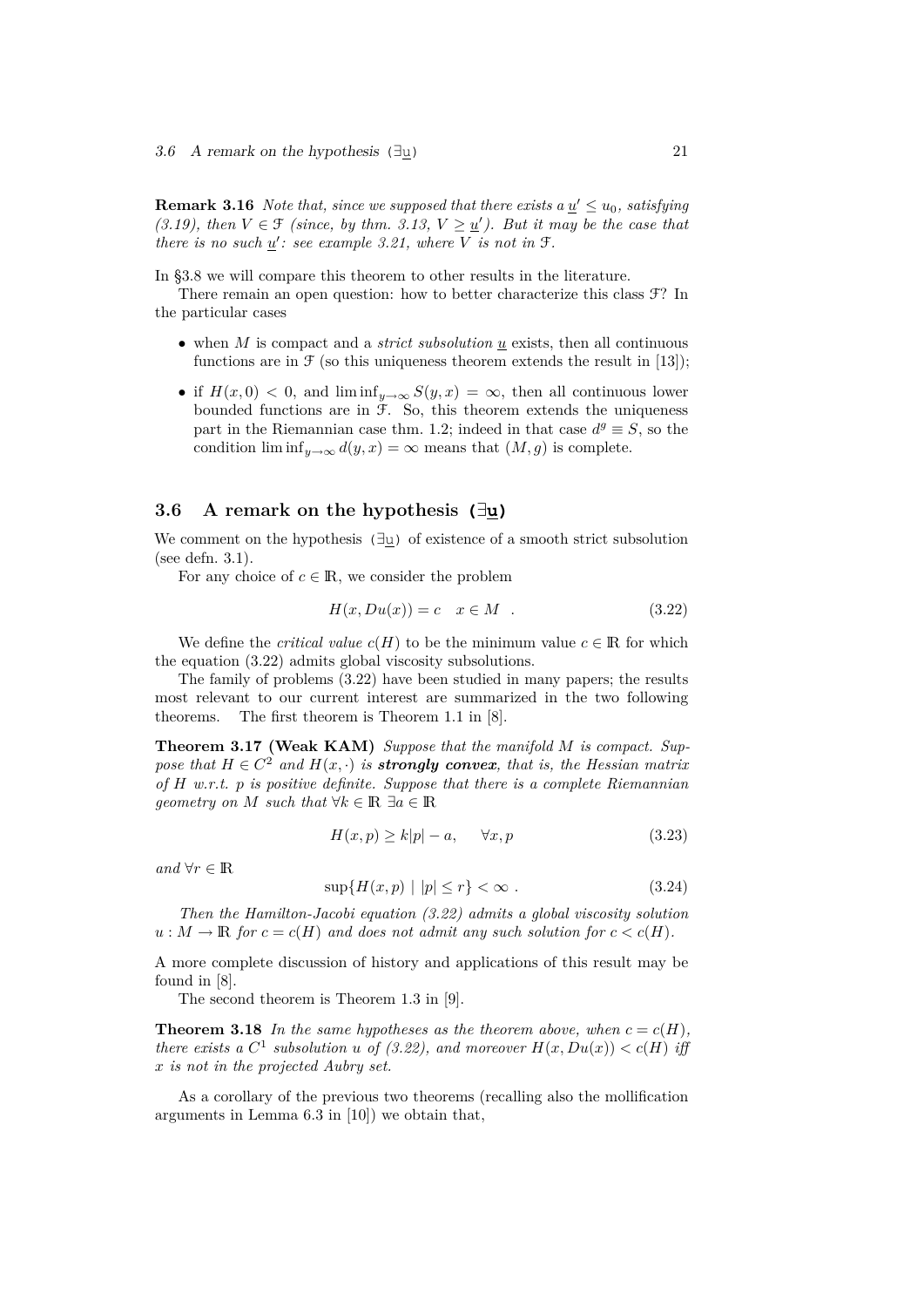**Remark 3.16** *Note that, since we supposed that there exists a $\underline{u}' \le u_0$, satisfying (3.19), then $V \in \mathcal{F}$ (since, by thm. 3.13, $V \ge \underline{u}'$). But it may be the case that there is no such $\underline{u}'$: see example 3.21, where $V$ is not in $\mathcal{F}$.*

In §3.8 we will compare this theorem to other results in the literature.

There remain an open question: how to better characterize this class $\mathcal{F}$? In the particular cases

- when $M$ is compact and a *strict subsolution* $\underline{u}$ exists, then all continuous functions are in $\mathcal{F}$ (so this uniqueness theorem extends the result in [13]);
- if $H(x,0) < 0$, and $\liminf_{y\to\infty} S(y,x) = \infty$, then all continuous lower bounded functions are in $\mathcal{F}$. So, this theorem extends the uniqueness part in the Riemannian case thm. 1.2; indeed in that case $d^g \equiv S$, so the condition $\liminf_{y\to\infty} d(y,x) = \infty$ means that $(M,g)$ is complete.

## 3.6 A remark on the hypothesis $(\exists \underline{u})$

We comment on the hypothesis $(\exists \underline{u})$ of existence of a smooth strict subsolution (see defn. 3.1).

For any choice of $c \in \mathbb{R}$, we consider the problem

$$H(x, Du(x)) = c \quad x \in M \quad . \tag{3.22}$$

We define the *critical value* $c(H)$ to be the minimum value $c \in \mathbb{R}$ for which the equation (3.22) admits global viscosity subsolutions.

The family of problems (3.22) have been studied in many papers; the results most relevant to our current interest are summarized in the two following theorems. The first theorem is Theorem 1.1 in [8].

**Theorem 3.17 (Weak KAM)** *Suppose that the manifold $M$ is compact. Suppose that $H \in C^2$ and $H(x,\cdot)$ is **strongly convex**, that is, the Hessian matrix of $H$ w.r.t. $p$ is positive definite. Suppose that there is a complete Riemannian geometry on $M$ such that $\forall k \in \mathbb{R}\ \exists a \in \mathbb{R}$*

$$H(x,p) \ge k|p| - a, \qquad \forall x, p \tag{3.23}$$

*and $\forall r \in \mathbb{R}$*

$$\sup\{H(x,p) \mid |p| \le r\} < \infty \ . \tag{3.24}$$

*Then the Hamilton-Jacobi equation (3.22) admits a global viscosity solution $u : M \to \mathbb{R}$ for $c = c(H)$ and does not admit any such solution for $c < c(H)$.*

A more complete discussion of history and applications of this result may be found in [8].

The second theorem is Theorem 1.3 in [9].

**Theorem 3.18** *In the same hypotheses as the theorem above, when $c = c(H)$, there exists a $C^1$ subsolution $u$ of (3.22), and moreover $H(x, Du(x)) < c(H)$ iff $x$ is not in the projected Aubry set.*

As a corollary of the previous two theorems (recalling also the mollification arguments in Lemma 6.3 in [10]) we obtain that,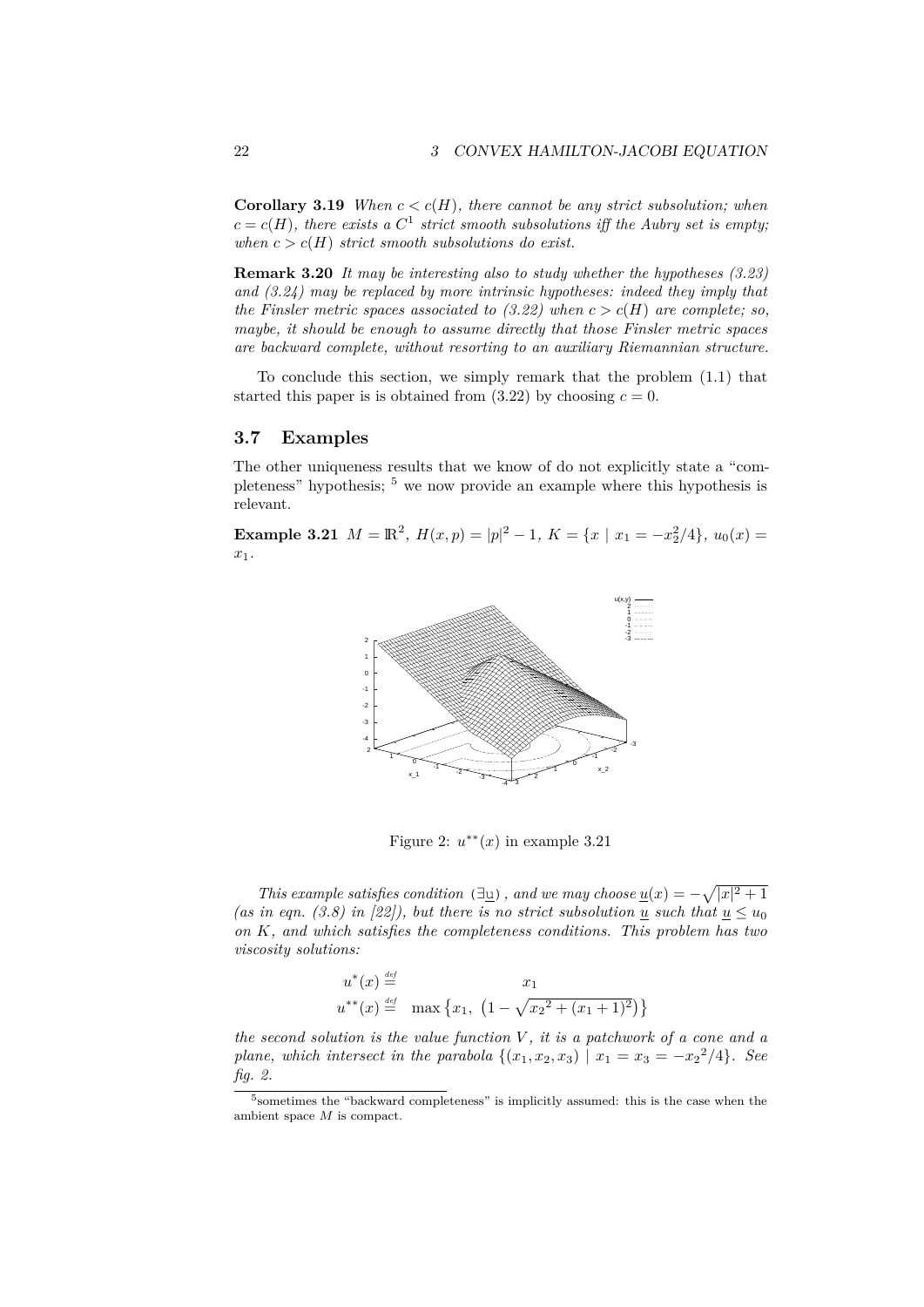**Corollary 3.19** *When $c < c(H)$, there cannot be any strict subsolution; when $c = c(H)$, there exists a $C^1$ strict smooth subsolutions iff the Aubry set is empty; when $c > c(H)$ strict smooth subsolutions do exist.*

**Remark 3.20** *It may be interesting also to study whether the hypotheses (3.23) and (3.24) may be replaced by more intrinsic hypotheses: indeed they imply that the Finsler metric spaces associated to (3.22) when $c > c(H)$ are complete; so, maybe, it should be enough to assume directly that those Finsler metric spaces are backward complete, without resorting to an auxiliary Riemannian structure.*

To conclude this section, we simply remark that the problem (1.1) that started this paper is is obtained from (3.22) by choosing $c = 0$.

## 3.7 Examples

The other uniqueness results that we know of do not explicitly state a "completeness" hypothesis; [5] we now provide an example where this hypothesis is relevant.

**Example 3.21** $M = \mathbb{R}^2$, $H(x,p) = |p|^2 - 1$, $K = \{x \mid x_1 = -x_2^2/4\}$, $u_0(x) = x_1$.

Figure 2: $u^{**}(x)$ in example 3.21

*This example satisfies condition ($\exists \underline{u}$), and we may choose $\underline{u}(x) = -\sqrt{|x|^2 + 1}$ (as in eqn. (3.8) in [22]), but there is no strict subsolution $\underline{u}$ such that $\underline{u} \le u_0$ on $K$, and which satisfies the completeness conditions. This problem has two viscosity solutions:*

$$
\begin{aligned}
u^*(x) &\stackrel{def}{=} x_1 \\
u^{**}(x) &\stackrel{def}{=} \max\left\{x_1,\ \left(1 - \sqrt{{x_2}^2 + (x_1+1)^2}\right)\right\}
\end{aligned}
$$

*the second solution is the value function $V$, it is a patchwork of a cone and a plane, which intersect in the parabola $\{(x_1, x_2, x_3) \mid x_1 = x_3 = -{x_2}^2/4\}$. See fig. 2.*

[5] sometimes the "backward completeness" is implicitly assumed: this is the case when the ambient space $M$ is compact.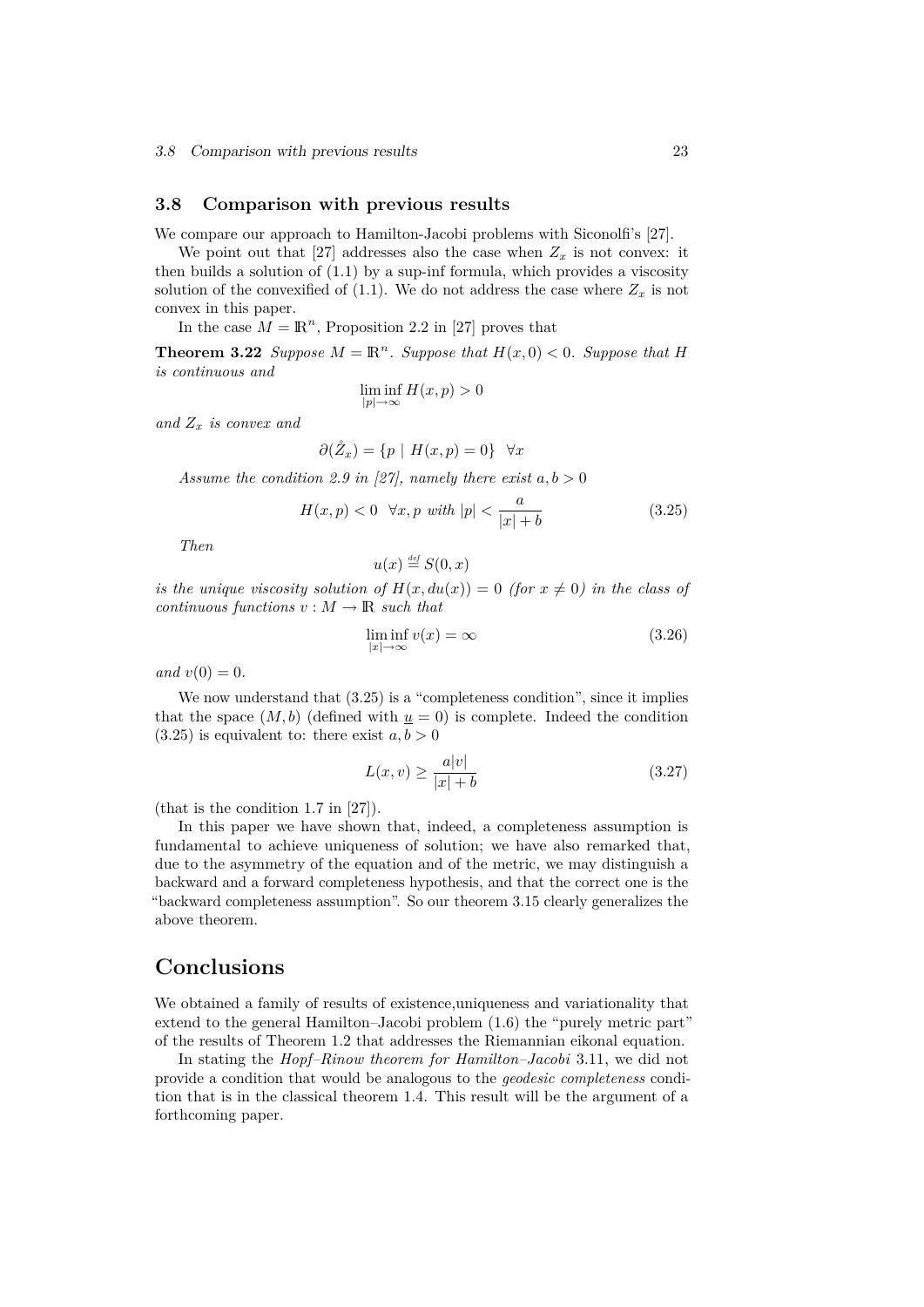## 3.8 Comparison with previous results

We compare our approach to Hamilton-Jacobi problems with Siconolfi's [27].

We point out that [27] addresses also the case when $Z_x$ is not convex: it then builds a solution of (1.1) by a sup-inf formula, which provides a viscosity solution of the convexified of (1.1). We do not address the case where $Z_x$ is not convex in this paper.

In the case $M = \mathbb{R}^n$, Proposition 2.2 in [27] proves that

**Theorem 3.22** *Suppose $M = \mathbb{R}^n$. Suppose that $H(x, 0) < 0$. Suppose that $H$ is continuous and*

$$\liminf_{|p|\to\infty} H(x, p) > 0$$

*and $Z_x$ is convex and*

$$\partial(\mathring{Z}_x) = \{p \mid H(x, p) = 0\} \quad \forall x$$

*Assume the condition 2.9 in [27], namely there exist $a, b > 0$*

$$H(x, p) < 0 \quad \forall x, p \text{ with } |p| < \frac{a}{|x| + b} \tag{3.25}$$

*Then*

$$u(x) \stackrel{def}{=} S(0, x)$$

*is the unique viscosity solution of $H(x, du(x)) = 0$ (for $x \neq 0$) in the class of continuous functions $v : M \to \mathbb{R}$ such that*

$$\liminf_{|x|\to\infty} v(x) = \infty \tag{3.26}$$

*and $v(0) = 0$.*

We now understand that (3.25) is a "completeness condition", since it implies that the space $(M, b)$ (defined with $\underline{u} = 0$) is complete. Indeed the condition (3.25) is equivalent to: there exist $a, b > 0$

$$L(x, v) \geq \frac{a|v|}{|x| + b} \tag{3.27}$$

(that is the condition 1.7 in [27]).

In this paper we have shown that, indeed, a completeness assumption is fundamental to achieve uniqueness of solution; we have also remarked that, due to the asymmetry of the equation and of the metric, we may distinguish a backward and a forward completeness hypothesis, and that the correct one is the "backward completeness assumption". So our theorem 3.15 clearly generalizes the above theorem.

# Conclusions

We obtained a family of results of existence,uniqueness and variationality that extend to the general Hamilton–Jacobi problem (1.6) the "purely metric part" of the results of Theorem 1.2 that addresses the Riemannian eikonal equation.

In stating the *Hopf–Rinow theorem for Hamilton–Jacobi* 3.11, we did not provide a condition that would be analogous to the *geodesic completeness* condition that is in the classical theorem 1.4. This result will be the argument of a forthcoming paper.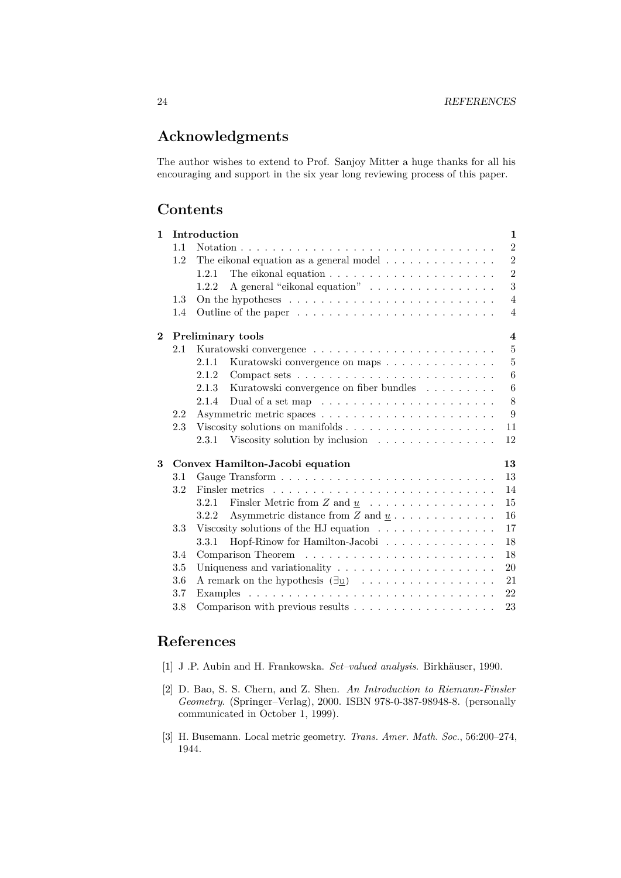## Acknowledgments

The author wishes to extend to Prof. Sanjoy Mitter a huge thanks for all his encouraging and support in the six year long reviewing process of this paper.

## Contents

**1 Introduction** — 1
- 1.1 Notation — 2
- 1.2 The eikonal equation as a general model — 2
  - 1.2.1 The eikonal equation — 2
  - 1.2.2 A general "eikonal equation" — 3
- 1.3 On the hypotheses — 4
- 1.4 Outline of the paper — 4

**2 Preliminary tools** — 4
- 2.1 Kuratowski convergence — 5
  - 2.1.1 Kuratowski convergence on maps — 5
  - 2.1.2 Compact sets — 6
  - 2.1.3 Kuratowski convergence on fiber bundles — 6
  - 2.1.4 Dual of a set map — 8
- 2.2 Asymmetric metric spaces — 9
- 2.3 Viscosity solutions on manifolds — 11
  - 2.3.1 Viscosity solution by inclusion — 12

**3 Convex Hamilton-Jacobi equation** — 13
- 3.1 Gauge Transform — 13
- 3.2 Finsler metrics — 14
  - 3.2.1 Finsler Metric from $Z$ and $\underline{u}$ — 15
  - 3.2.2 Asymmetric distance from $Z$ and $\underline{u}$ — 16
- 3.3 Viscosity solutions of the HJ equation — 17
  - 3.3.1 Hopf-Rinow for Hamilton-Jacobi — 18
- 3.4 Comparison Theorem — 18
- 3.5 Uniqueness and variationality — 20
- 3.6 A remark on the hypothesis $(\exists\underline{u})$ — 21
- 3.7 Examples — 22
- 3.8 Comparison with previous results — 23

## References

[1] J .P. Aubin and H. Frankowska. *Set–valued analysis*. Birkhäuser, 1990.

[2] D. Bao, S. S. Chern, and Z. Shen. *An Introduction to Riemann-Finsler Geometry*. (Springer–Verlag), 2000. ISBN 978-0-387-98948-8. (personally communicated in October 1, 1999).

[3] H. Busemann. Local metric geometry. *Trans. Amer. Math. Soc.*, 56:200–274, 1944.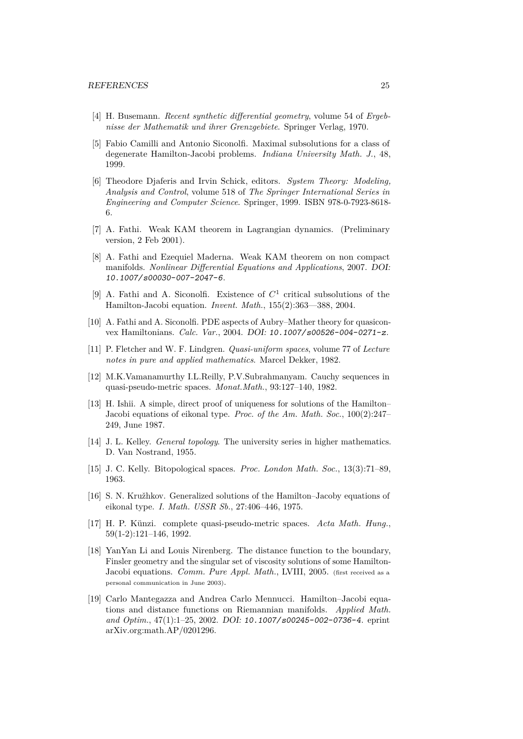[4] H. Busemann. *Recent synthetic differential geometry*, volume 54 of *Ergebnisse der Mathematik und ihrer Grenzgebiete*. Springer Verlag, 1970.

[5] Fabio Camilli and Antonio Siconolfi. Maximal subsolutions for a class of degenerate Hamilton-Jacobi problems. *Indiana University Math. J.*, 48, 1999.

[6] Theodore Djaferis and Irvin Schick, editors. *System Theory: Modeling, Analysis and Control*, volume 518 of *The Springer International Series in Engineering and Computer Science*. Springer, 1999. ISBN 978-0-7923-8618-6.

[7] A. Fathi. Weak KAM theorem in Lagrangian dynamics. (Preliminary version, 2 Feb 2001).

[8] A. Fathi and Ezequiel Maderna. Weak KAM theorem on non compact manifolds. *Nonlinear Differential Equations and Applications*, 2007. *DOI:* `10.1007/s00030-007-2047-6`.

[9] A. Fathi and A. Siconolfi. Existence of $C^1$ critical subsolutions of the Hamilton-Jacobi equation. *Invent. Math.*, 155(2):363—388, 2004.

[10] A. Fathi and A. Siconolfi. PDE aspects of Aubry–Mather theory for quasiconvex Hamiltonians. *Calc. Var.*, 2004. *DOI:* `10.1007/s00526-004-0271-z`.

[11] P. Fletcher and W. F. Lindgren. *Quasi-uniform spaces*, volume 77 of *Lecture notes in pure and applied mathematics*. Marcel Dekker, 1982.

[12] M.K.Vamanamurthy I.L.Reilly, P.V.Subrahmanyam. Cauchy sequences in quasi-pseudo-metric spaces. *Monat.Math.*, 93:127–140, 1982.

[13] H. Ishii. A simple, direct proof of uniqueness for solutions of the Hamilton–Jacobi equations of eikonal type. *Proc. of the Am. Math. Soc.*, 100(2):247–249, June 1987.

[14] J. L. Kelley. *General topology*. The university series in higher mathematics. D. Van Nostrand, 1955.

[15] J. C. Kelly. Bitopological spaces. *Proc. London Math. Soc.*, 13(3):71–89, 1963.

[16] S. N. Kružhkov. Generalized solutions of the Hamilton–Jacoby equations of eikonal type. *I. Math. USSR Sb.*, 27:406–446, 1975.

[17] H. P. Künzi. complete quasi-pseudo-metric spaces. *Acta Math. Hung.*, 59(1-2):121–146, 1992.

[18] YanYan Li and Louis Nirenberg. The distance function to the boundary, Finsler geometry and the singular set of viscosity solutions of some Hamilton-Jacobi equations. *Comm. Pure Appl. Math.*, LVIII, 2005. (first received as a personal communication in June 2003).

[19] Carlo Mantegazza and Andrea Carlo Mennucci. Hamilton–Jacobi equations and distance functions on Riemannian manifolds. *Applied Math. and Optim.*, 47(1):1–25, 2002. *DOI:* `10.1007/s00245-002-0736-4`. eprint arXiv.org:math.AP/0201296.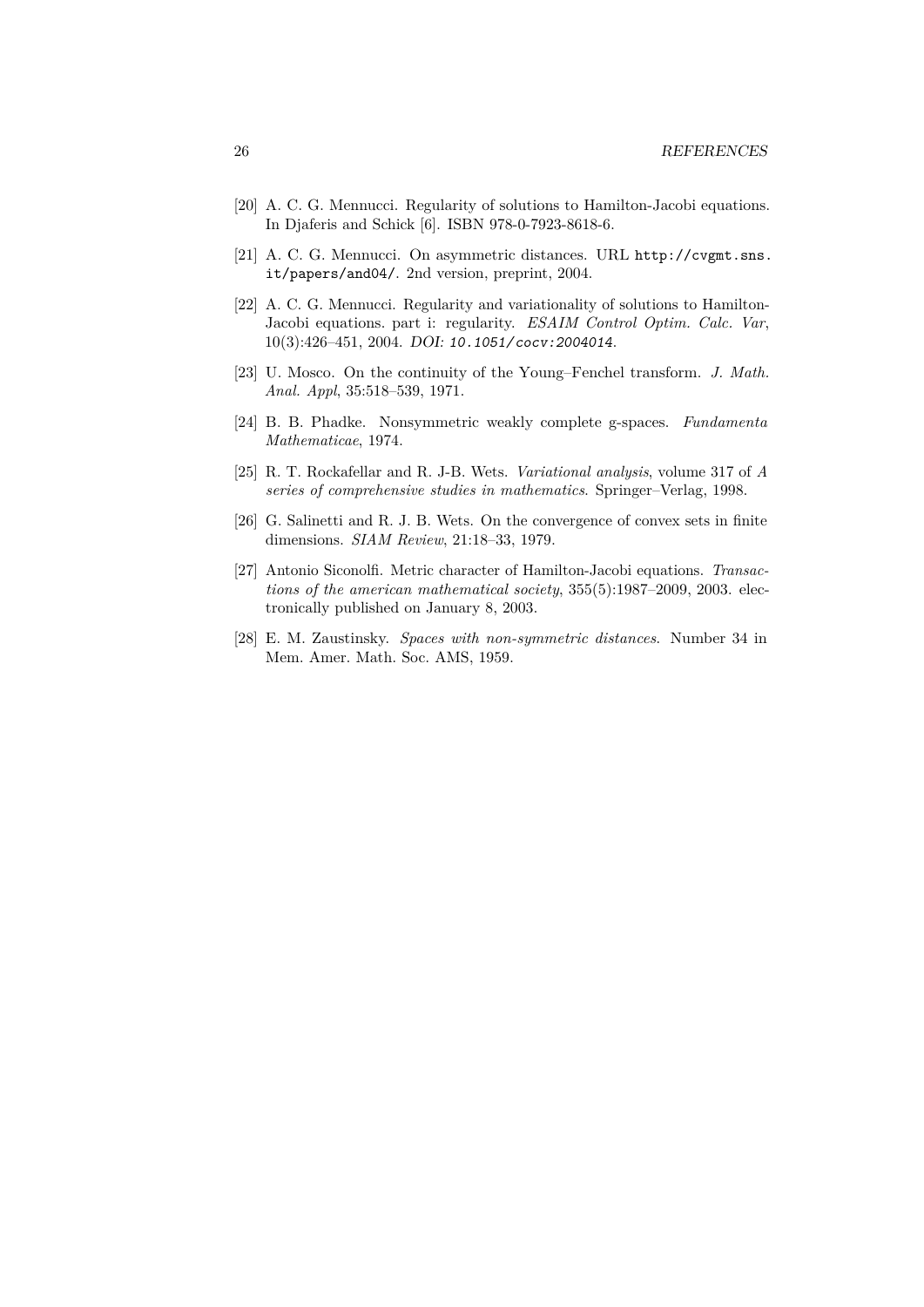[20] A. C. G. Mennucci. Regularity of solutions to Hamilton-Jacobi equations. In Djaferis and Schick [6]. ISBN 978-0-7923-8618-6.

[21] A. C. G. Mennucci. On asymmetric distances. URL `http://cvgmt.sns.it/papers/and04/`. 2nd version, preprint, 2004.

[22] A. C. G. Mennucci. Regularity and variationality of solutions to Hamilton-Jacobi equations. part i: regularity. *ESAIM Control Optim. Calc. Var*, 10(3):426–451, 2004. *DOI:* `10.1051/cocv:2004014`.

[23] U. Mosco. On the continuity of the Young–Fenchel transform. *J. Math. Anal. Appl*, 35:518–539, 1971.

[24] B. B. Phadke. Nonsymmetric weakly complete g-spaces. *Fundamenta Mathematicae*, 1974.

[25] R. T. Rockafellar and R. J-B. Wets. *Variational analysis*, volume 317 of *A series of comprehensive studies in mathematics*. Springer–Verlag, 1998.

[26] G. Salinetti and R. J. B. Wets. On the convergence of convex sets in finite dimensions. *SIAM Review*, 21:18–33, 1979.

[27] Antonio Siconolfi. Metric character of Hamilton-Jacobi equations. *Transactions of the american mathematical society*, 355(5):1987–2009, 2003. electronically published on January 8, 2003.

[28] E. M. Zaustinsky. *Spaces with non-symmetric distances*. Number 34 in Mem. Amer. Math. Soc. AMS, 1959.